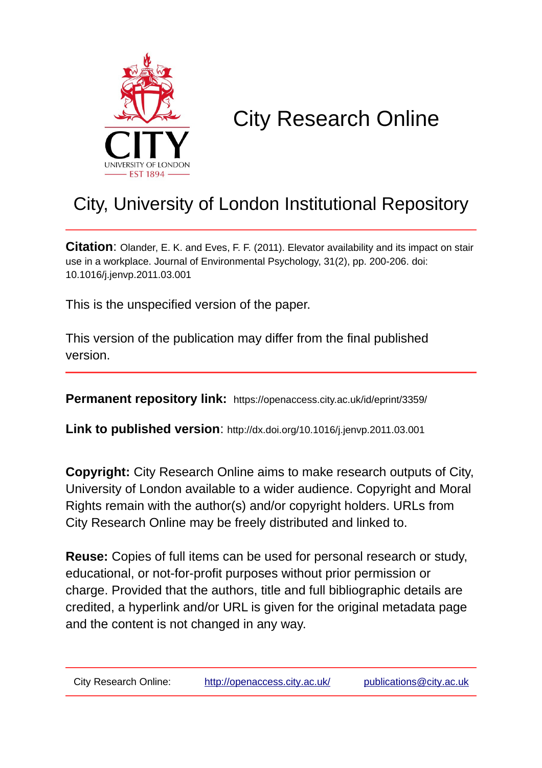CITY
UNIVERSITY OF LONDON
EST 1894

# City Research Online

## City, University of London Institutional Repository

**Citation**: Olander, E. K. and Eves, F. F. (2011). Elevator availability and its impact on stair use in a workplace. Journal of Environmental Psychology, 31(2), pp. 200-206. doi: 10.1016/j.jenvp.2011.03.001

This is the unspecified version of the paper.

This version of the publication may differ from the final published version.

**Permanent repository link:** https://openaccess.city.ac.uk/id/eprint/3359/

**Link to published version**: http://dx.doi.org/10.1016/j.jenvp.2011.03.001

**Copyright:** City Research Online aims to make research outputs of City, University of London available to a wider audience. Copyright and Moral Rights remain with the author(s) and/or copyright holders. URLs from City Research Online may be freely distributed and linked to.

**Reuse:** Copies of full items can be used for personal research or study, educational, or not-for-profit purposes without prior permission or charge. Provided that the authors, title and full bibliographic details are credited, a hyperlink and/or URL is given for the original metadata page and the content is not changed in any way.

City Research Online: http://openaccess.city.ac.uk/ publications@city.ac.uk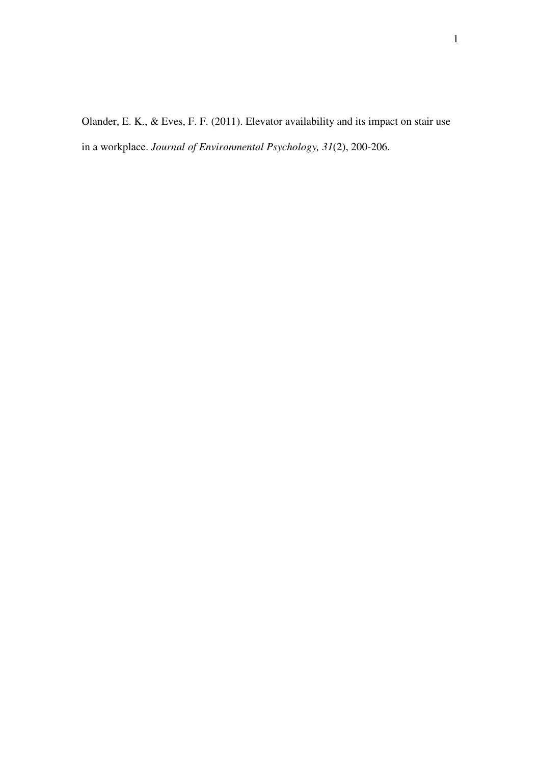Olander, E. K., & Eves, F. F. (2011). Elevator availability and its impact on stair use in a workplace. *Journal of Environmental Psychology, 31*(2), 200-206.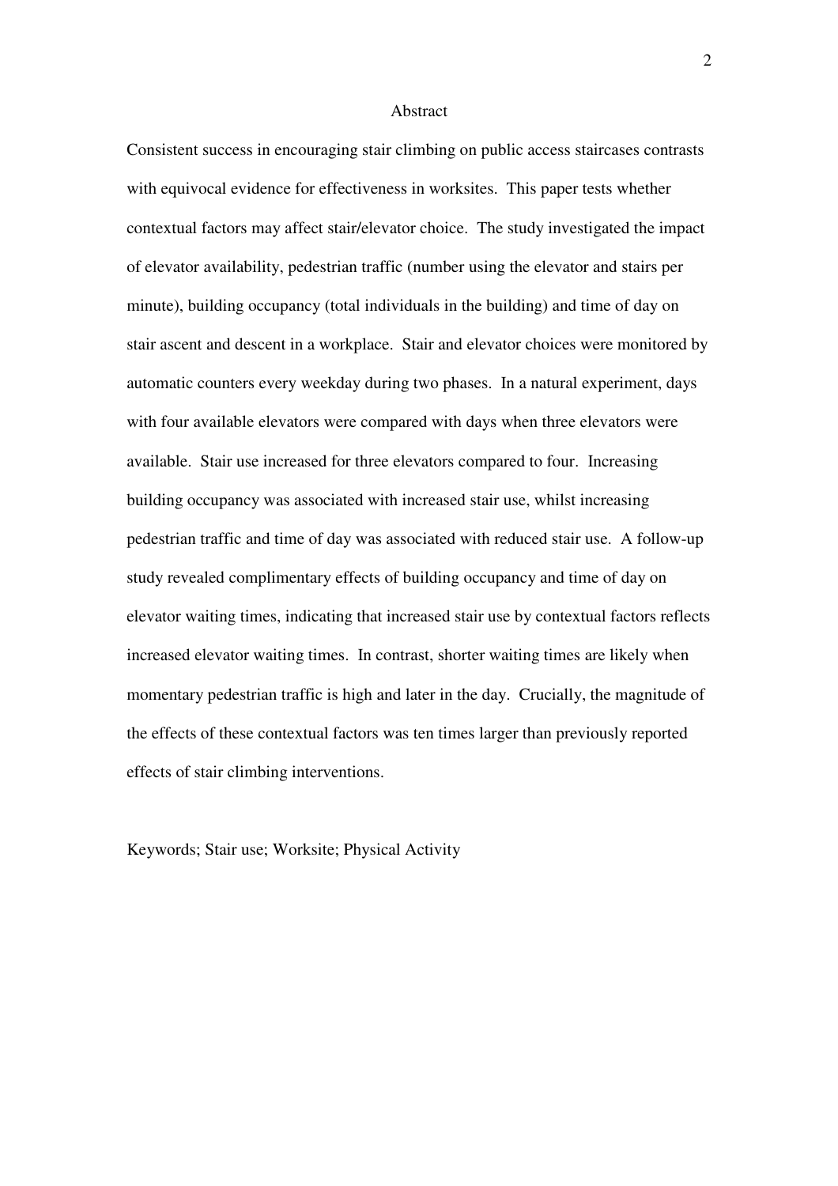## Abstract

Consistent success in encouraging stair climbing on public access staircases contrasts with equivocal evidence for effectiveness in worksites. This paper tests whether contextual factors may affect stair/elevator choice. The study investigated the impact of elevator availability, pedestrian traffic (number using the elevator and stairs per minute), building occupancy (total individuals in the building) and time of day on stair ascent and descent in a workplace. Stair and elevator choices were monitored by automatic counters every weekday during two phases. In a natural experiment, days with four available elevators were compared with days when three elevators were available. Stair use increased for three elevators compared to four. Increasing building occupancy was associated with increased stair use, whilst increasing pedestrian traffic and time of day was associated with reduced stair use. A follow-up study revealed complimentary effects of building occupancy and time of day on elevator waiting times, indicating that increased stair use by contextual factors reflects increased elevator waiting times. In contrast, shorter waiting times are likely when momentary pedestrian traffic is high and later in the day. Crucially, the magnitude of the effects of these contextual factors was ten times larger than previously reported effects of stair climbing interventions.

Keywords; Stair use; Worksite; Physical Activity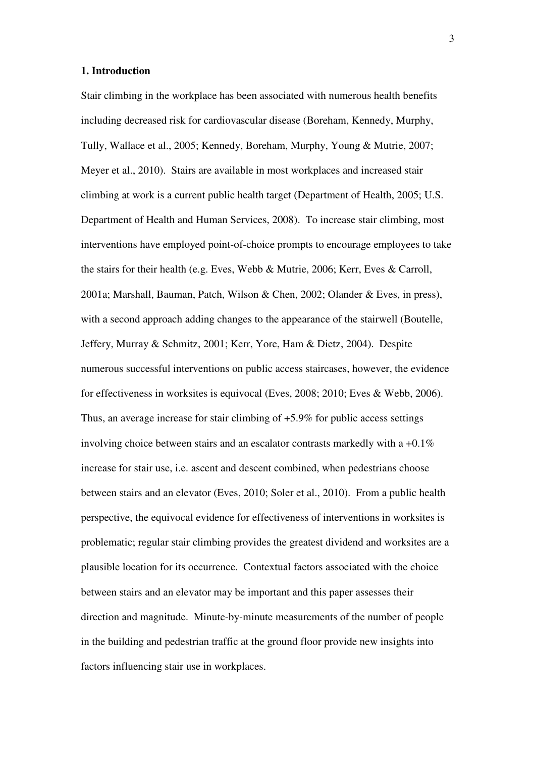## 1. Introduction

Stair climbing in the workplace has been associated with numerous health benefits including decreased risk for cardiovascular disease (Boreham, Kennedy, Murphy, Tully, Wallace et al., 2005; Kennedy, Boreham, Murphy, Young & Mutrie, 2007; Meyer et al., 2010). Stairs are available in most workplaces and increased stair climbing at work is a current public health target (Department of Health, 2005; U.S. Department of Health and Human Services, 2008). To increase stair climbing, most interventions have employed point-of-choice prompts to encourage employees to take the stairs for their health (e.g. Eves, Webb & Mutrie, 2006; Kerr, Eves & Carroll, 2001a; Marshall, Bauman, Patch, Wilson & Chen, 2002; Olander & Eves, in press), with a second approach adding changes to the appearance of the stairwell (Boutelle, Jeffery, Murray & Schmitz, 2001; Kerr, Yore, Ham & Dietz, 2004). Despite numerous successful interventions on public access staircases, however, the evidence for effectiveness in worksites is equivocal (Eves, 2008; 2010; Eves & Webb, 2006). Thus, an average increase for stair climbing of +5.9% for public access settings involving choice between stairs and an escalator contrasts markedly with a +0.1% increase for stair use, i.e. ascent and descent combined, when pedestrians choose between stairs and an elevator (Eves, 2010; Soler et al., 2010). From a public health perspective, the equivocal evidence for effectiveness of interventions in worksites is problematic; regular stair climbing provides the greatest dividend and worksites are a plausible location for its occurrence. Contextual factors associated with the choice between stairs and an elevator may be important and this paper assesses their direction and magnitude. Minute-by-minute measurements of the number of people in the building and pedestrian traffic at the ground floor provide new insights into factors influencing stair use in workplaces.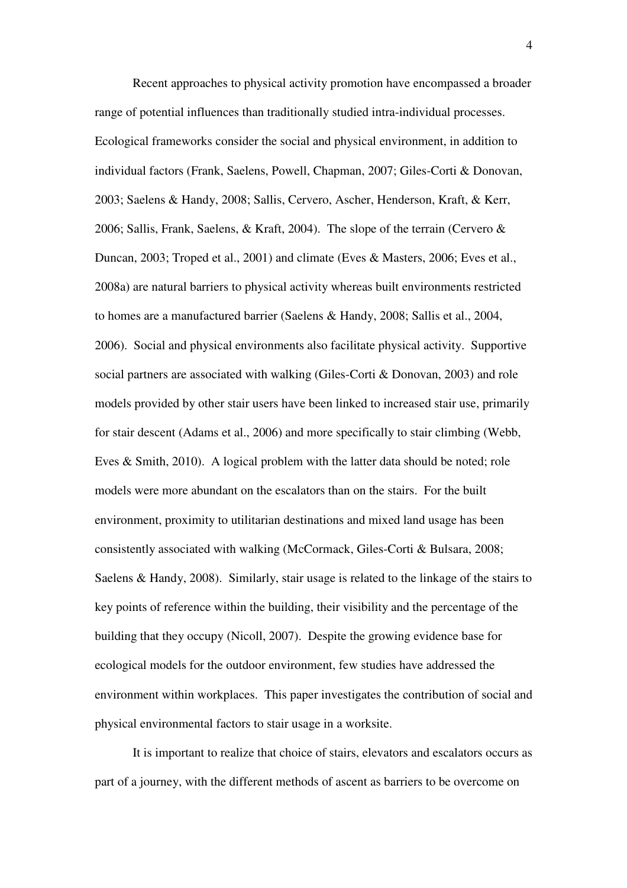Recent approaches to physical activity promotion have encompassed a broader range of potential influences than traditionally studied intra-individual processes. Ecological frameworks consider the social and physical environment, in addition to individual factors (Frank, Saelens, Powell, Chapman, 2007; Giles-Corti & Donovan, 2003; Saelens & Handy, 2008; Sallis, Cervero, Ascher, Henderson, Kraft, & Kerr, 2006; Sallis, Frank, Saelens, & Kraft, 2004). The slope of the terrain (Cervero & Duncan, 2003; Troped et al., 2001) and climate (Eves & Masters, 2006; Eves et al., 2008a) are natural barriers to physical activity whereas built environments restricted to homes are a manufactured barrier (Saelens & Handy, 2008; Sallis et al., 2004, 2006). Social and physical environments also facilitate physical activity. Supportive social partners are associated with walking (Giles-Corti & Donovan, 2003) and role models provided by other stair users have been linked to increased stair use, primarily for stair descent (Adams et al., 2006) and more specifically to stair climbing (Webb, Eves & Smith, 2010). A logical problem with the latter data should be noted; role models were more abundant on the escalators than on the stairs. For the built environment, proximity to utilitarian destinations and mixed land usage has been consistently associated with walking (McCormack, Giles-Corti & Bulsara, 2008; Saelens & Handy, 2008). Similarly, stair usage is related to the linkage of the stairs to key points of reference within the building, their visibility and the percentage of the building that they occupy (Nicoll, 2007). Despite the growing evidence base for ecological models for the outdoor environment, few studies have addressed the environment within workplaces. This paper investigates the contribution of social and physical environmental factors to stair usage in a worksite.

It is important to realize that choice of stairs, elevators and escalators occurs as part of a journey, with the different methods of ascent as barriers to be overcome on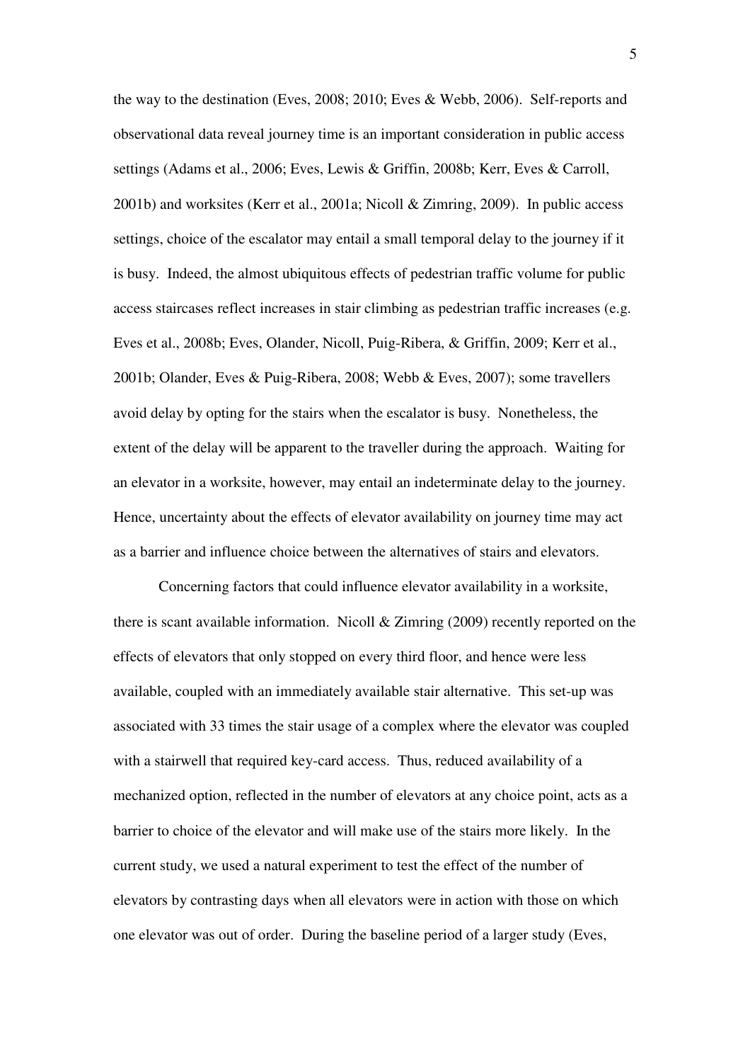the way to the destination (Eves, 2008; 2010; Eves & Webb, 2006). Self-reports and observational data reveal journey time is an important consideration in public access settings (Adams et al., 2006; Eves, Lewis & Griffin, 2008b; Kerr, Eves & Carroll, 2001b) and worksites (Kerr et al., 2001a; Nicoll & Zimring, 2009). In public access settings, choice of the escalator may entail a small temporal delay to the journey if it is busy. Indeed, the almost ubiquitous effects of pedestrian traffic volume for public access staircases reflect increases in stair climbing as pedestrian traffic increases (e.g. Eves et al., 2008b; Eves, Olander, Nicoll, Puig-Ribera, & Griffin, 2009; Kerr et al., 2001b; Olander, Eves & Puig-Ribera, 2008; Webb & Eves, 2007); some travellers avoid delay by opting for the stairs when the escalator is busy. Nonetheless, the extent of the delay will be apparent to the traveller during the approach. Waiting for an elevator in a worksite, however, may entail an indeterminate delay to the journey. Hence, uncertainty about the effects of elevator availability on journey time may act as a barrier and influence choice between the alternatives of stairs and elevators.

Concerning factors that could influence elevator availability in a worksite, there is scant available information. Nicoll & Zimring (2009) recently reported on the effects of elevators that only stopped on every third floor, and hence were less available, coupled with an immediately available stair alternative. This set-up was associated with 33 times the stair usage of a complex where the elevator was coupled with a stairwell that required key-card access. Thus, reduced availability of a mechanized option, reflected in the number of elevators at any choice point, acts as a barrier to choice of the elevator and will make use of the stairs more likely. In the current study, we used a natural experiment to test the effect of the number of elevators by contrasting days when all elevators were in action with those on which one elevator was out of order. During the baseline period of a larger study (Eves,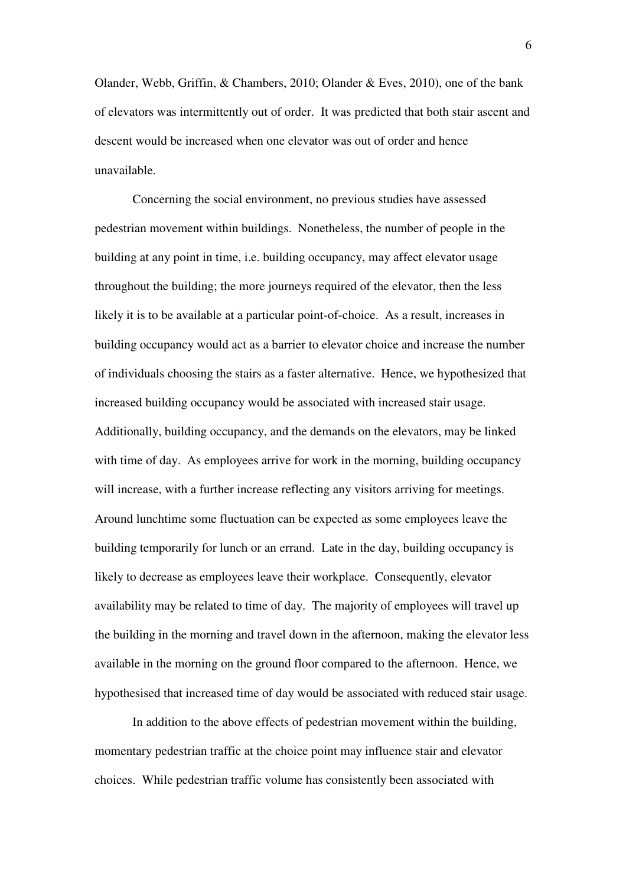Olander, Webb, Griffin, & Chambers, 2010; Olander & Eves, 2010), one of the bank of elevators was intermittently out of order. It was predicted that both stair ascent and descent would be increased when one elevator was out of order and hence unavailable.

Concerning the social environment, no previous studies have assessed pedestrian movement within buildings. Nonetheless, the number of people in the building at any point in time, i.e. building occupancy, may affect elevator usage throughout the building; the more journeys required of the elevator, then the less likely it is to be available at a particular point-of-choice. As a result, increases in building occupancy would act as a barrier to elevator choice and increase the number of individuals choosing the stairs as a faster alternative. Hence, we hypothesized that increased building occupancy would be associated with increased stair usage. Additionally, building occupancy, and the demands on the elevators, may be linked with time of day. As employees arrive for work in the morning, building occupancy will increase, with a further increase reflecting any visitors arriving for meetings. Around lunchtime some fluctuation can be expected as some employees leave the building temporarily for lunch or an errand. Late in the day, building occupancy is likely to decrease as employees leave their workplace. Consequently, elevator availability may be related to time of day. The majority of employees will travel up the building in the morning and travel down in the afternoon, making the elevator less available in the morning on the ground floor compared to the afternoon. Hence, we hypothesised that increased time of day would be associated with reduced stair usage.

In addition to the above effects of pedestrian movement within the building, momentary pedestrian traffic at the choice point may influence stair and elevator choices. While pedestrian traffic volume has consistently been associated with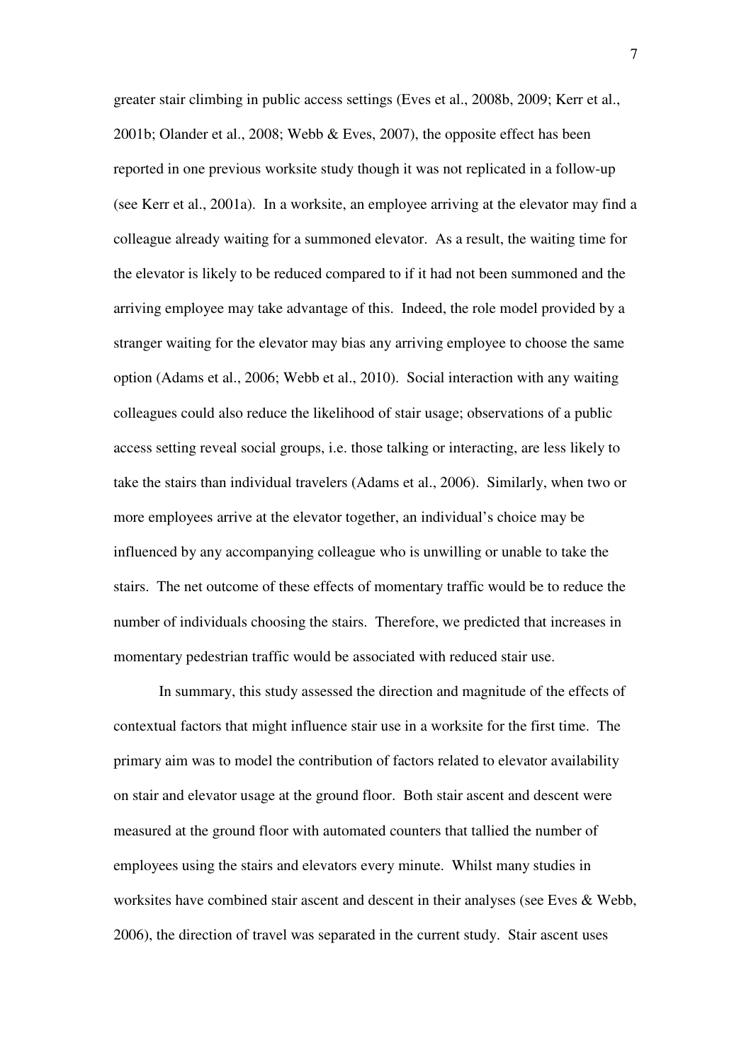greater stair climbing in public access settings (Eves et al., 2008b, 2009; Kerr et al., 2001b; Olander et al., 2008; Webb & Eves, 2007), the opposite effect has been reported in one previous worksite study though it was not replicated in a follow-up (see Kerr et al., 2001a). In a worksite, an employee arriving at the elevator may find a colleague already waiting for a summoned elevator. As a result, the waiting time for the elevator is likely to be reduced compared to if it had not been summoned and the arriving employee may take advantage of this. Indeed, the role model provided by a stranger waiting for the elevator may bias any arriving employee to choose the same option (Adams et al., 2006; Webb et al., 2010). Social interaction with any waiting colleagues could also reduce the likelihood of stair usage; observations of a public access setting reveal social groups, i.e. those talking or interacting, are less likely to take the stairs than individual travelers (Adams et al., 2006). Similarly, when two or more employees arrive at the elevator together, an individual's choice may be influenced by any accompanying colleague who is unwilling or unable to take the stairs. The net outcome of these effects of momentary traffic would be to reduce the number of individuals choosing the stairs. Therefore, we predicted that increases in momentary pedestrian traffic would be associated with reduced stair use.

In summary, this study assessed the direction and magnitude of the effects of contextual factors that might influence stair use in a worksite for the first time. The primary aim was to model the contribution of factors related to elevator availability on stair and elevator usage at the ground floor. Both stair ascent and descent were measured at the ground floor with automated counters that tallied the number of employees using the stairs and elevators every minute. Whilst many studies in worksites have combined stair ascent and descent in their analyses (see Eves & Webb, 2006), the direction of travel was separated in the current study. Stair ascent uses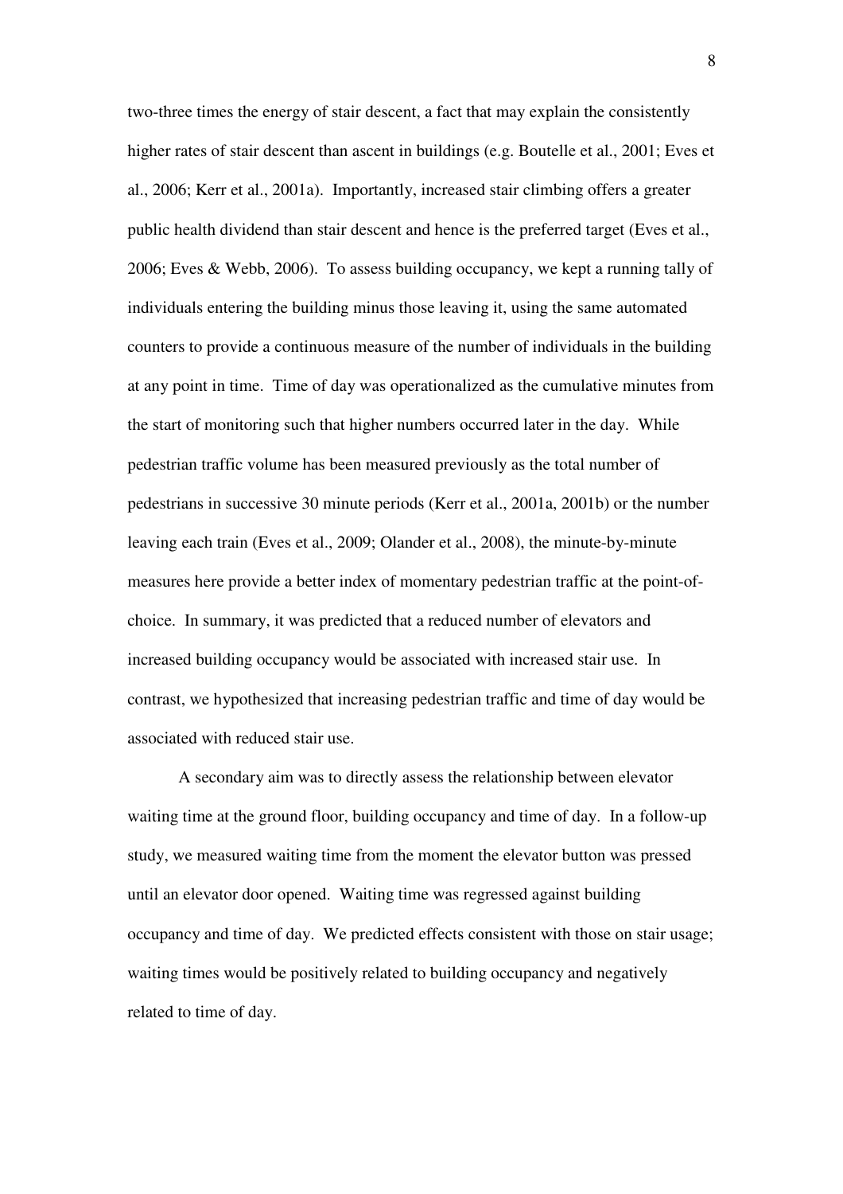two-three times the energy of stair descent, a fact that may explain the consistently higher rates of stair descent than ascent in buildings (e.g. Boutelle et al., 2001; Eves et al., 2006; Kerr et al., 2001a). Importantly, increased stair climbing offers a greater public health dividend than stair descent and hence is the preferred target (Eves et al., 2006; Eves & Webb, 2006). To assess building occupancy, we kept a running tally of individuals entering the building minus those leaving it, using the same automated counters to provide a continuous measure of the number of individuals in the building at any point in time. Time of day was operationalized as the cumulative minutes from the start of monitoring such that higher numbers occurred later in the day. While pedestrian traffic volume has been measured previously as the total number of pedestrians in successive 30 minute periods (Kerr et al., 2001a, 2001b) or the number leaving each train (Eves et al., 2009; Olander et al., 2008), the minute-by-minute measures here provide a better index of momentary pedestrian traffic at the point-of-choice. In summary, it was predicted that a reduced number of elevators and increased building occupancy would be associated with increased stair use. In contrast, we hypothesized that increasing pedestrian traffic and time of day would be associated with reduced stair use.

A secondary aim was to directly assess the relationship between elevator waiting time at the ground floor, building occupancy and time of day. In a follow-up study, we measured waiting time from the moment the elevator button was pressed until an elevator door opened. Waiting time was regressed against building occupancy and time of day. We predicted effects consistent with those on stair usage; waiting times would be positively related to building occupancy and negatively related to time of day.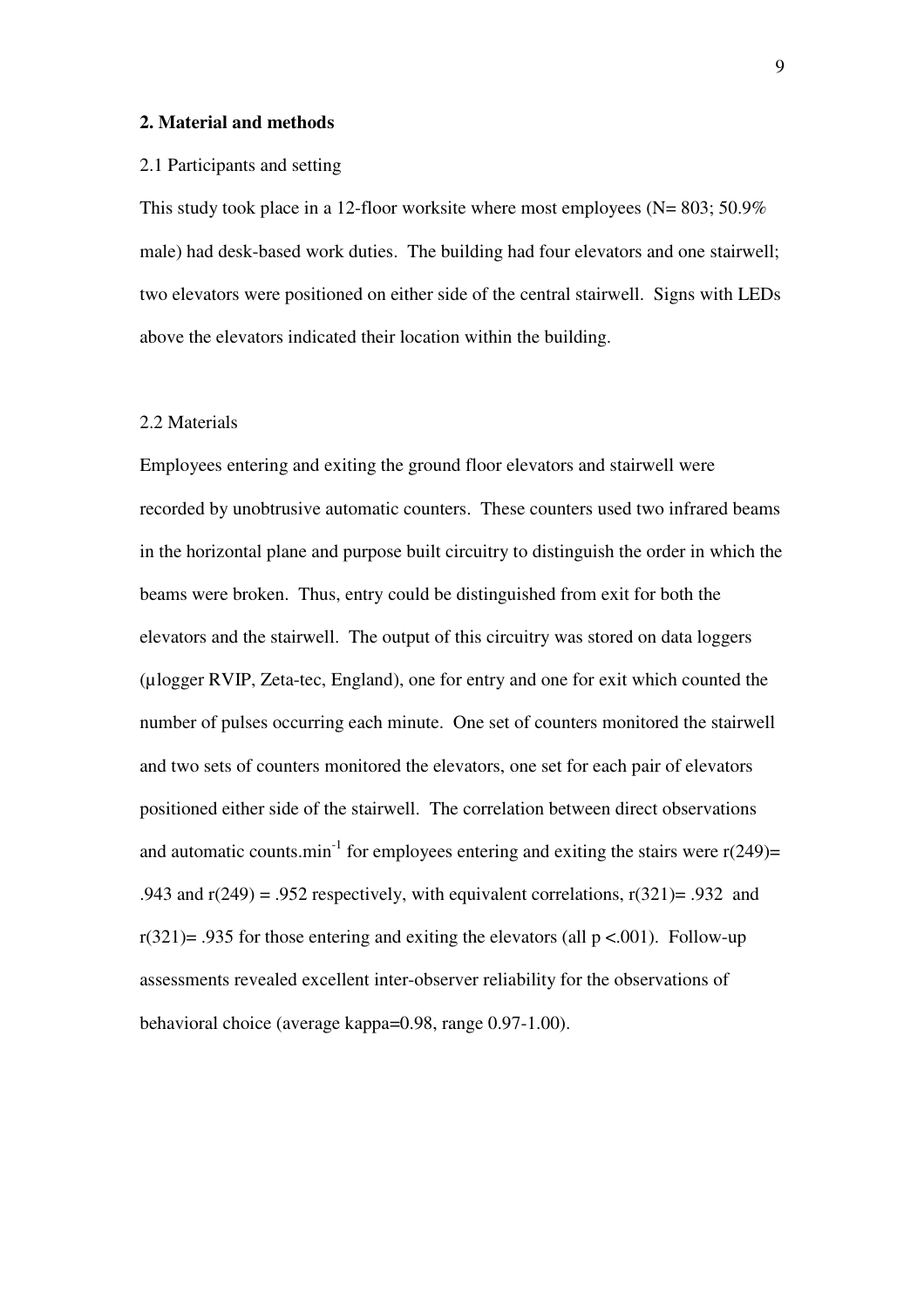## 2. Material and methods

### 2.1 Participants and setting

This study took place in a 12-floor worksite where most employees (N= 803; 50.9% male) had desk-based work duties. The building had four elevators and one stairwell; two elevators were positioned on either side of the central stairwell. Signs with LEDs above the elevators indicated their location within the building.

### 2.2 Materials

Employees entering and exiting the ground floor elevators and stairwell were recorded by unobtrusive automatic counters. These counters used two infrared beams in the horizontal plane and purpose built circuitry to distinguish the order in which the beams were broken. Thus, entry could be distinguished from exit for both the elevators and the stairwell. The output of this circuitry was stored on data loggers (µlogger RVIP, Zeta-tec, England), one for entry and one for exit which counted the number of pulses occurring each minute. One set of counters monitored the stairwell and two sets of counters monitored the elevators, one set for each pair of elevators positioned either side of the stairwell. The correlation between direct observations and automatic counts.$min^{-1}$ for employees entering and exiting the stairs were $r(249)= .943$ and $r(249) = .952$ respectively, with equivalent correlations, $r(321)= .932$ and $r(321)= .935$ for those entering and exiting the elevators (all $p <.001$). Follow-up assessments revealed excellent inter-observer reliability for the observations of behavioral choice (average kappa=0.98, range 0.97-1.00).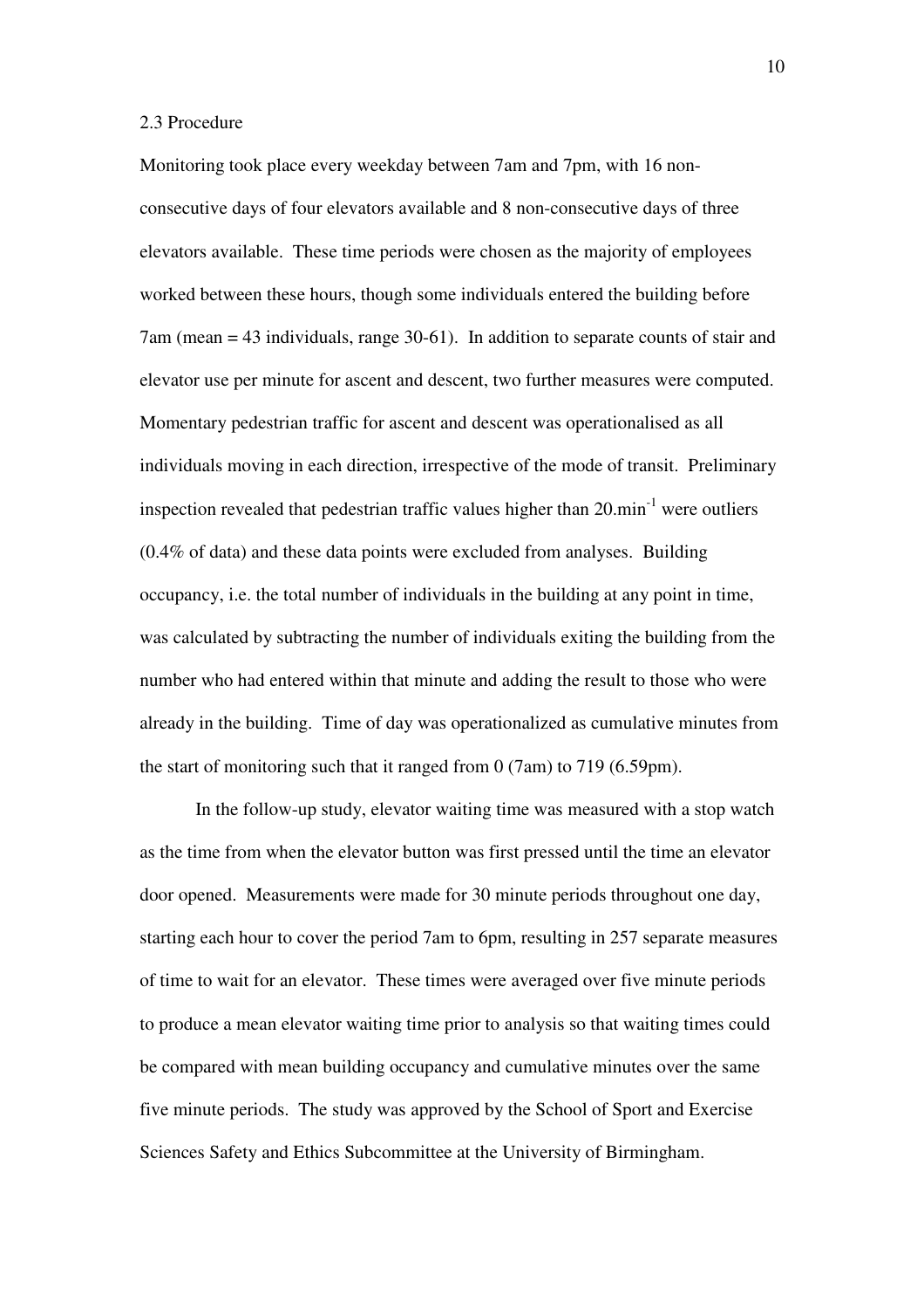### 2.3 Procedure

Monitoring took place every weekday between 7am and 7pm, with 16 non-consecutive days of four elevators available and 8 non-consecutive days of three elevators available. These time periods were chosen as the majority of employees worked between these hours, though some individuals entered the building before 7am (mean = 43 individuals, range 30-61). In addition to separate counts of stair and elevator use per minute for ascent and descent, two further measures were computed. Momentary pedestrian traffic for ascent and descent was operationalised as all individuals moving in each direction, irrespective of the mode of transit. Preliminary inspection revealed that pedestrian traffic values higher than $20.\text{min}^{-1}$ were outliers (0.4% of data) and these data points were excluded from analyses. Building occupancy, i.e. the total number of individuals in the building at any point in time, was calculated by subtracting the number of individuals exiting the building from the number who had entered within that minute and adding the result to those who were already in the building. Time of day was operationalized as cumulative minutes from the start of monitoring such that it ranged from 0 (7am) to 719 (6.59pm).

In the follow-up study, elevator waiting time was measured with a stop watch as the time from when the elevator button was first pressed until the time an elevator door opened. Measurements were made for 30 minute periods throughout one day, starting each hour to cover the period 7am to 6pm, resulting in 257 separate measures of time to wait for an elevator. These times were averaged over five minute periods to produce a mean elevator waiting time prior to analysis so that waiting times could be compared with mean building occupancy and cumulative minutes over the same five minute periods. The study was approved by the School of Sport and Exercise Sciences Safety and Ethics Subcommittee at the University of Birmingham.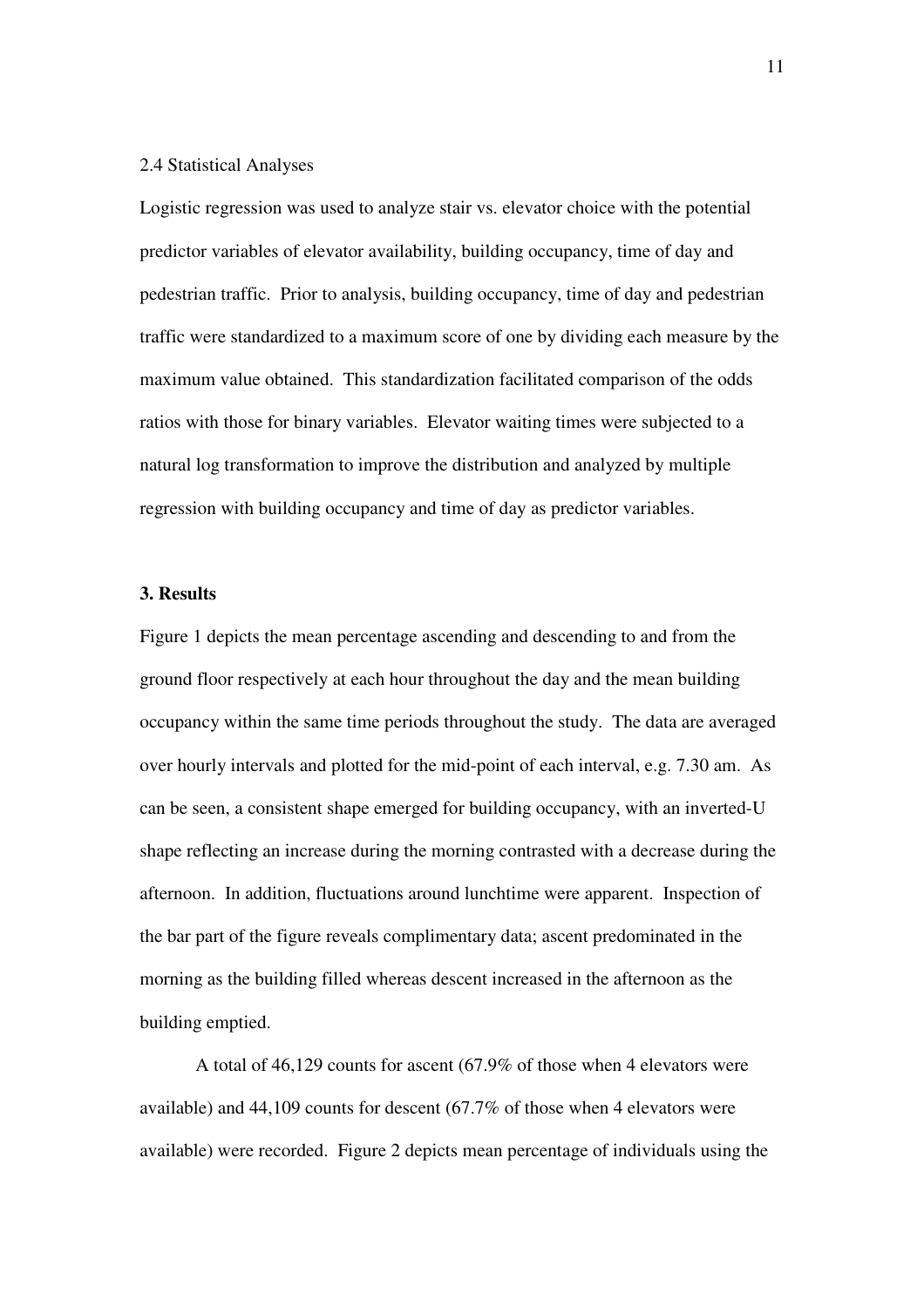2.4 Statistical Analyses

Logistic regression was used to analyze stair vs. elevator choice with the potential predictor variables of elevator availability, building occupancy, time of day and pedestrian traffic. Prior to analysis, building occupancy, time of day and pedestrian traffic were standardized to a maximum score of one by dividing each measure by the maximum value obtained. This standardization facilitated comparison of the odds ratios with those for binary variables. Elevator waiting times were subjected to a natural log transformation to improve the distribution and analyzed by multiple regression with building occupancy and time of day as predictor variables.

## 3. Results

Figure 1 depicts the mean percentage ascending and descending to and from the ground floor respectively at each hour throughout the day and the mean building occupancy within the same time periods throughout the study. The data are averaged over hourly intervals and plotted for the mid-point of each interval, e.g. 7.30 am. As can be seen, a consistent shape emerged for building occupancy, with an inverted-U shape reflecting an increase during the morning contrasted with a decrease during the afternoon. In addition, fluctuations around lunchtime were apparent. Inspection of the bar part of the figure reveals complimentary data; ascent predominated in the morning as the building filled whereas descent increased in the afternoon as the building emptied.

A total of 46,129 counts for ascent (67.9% of those when 4 elevators were available) and 44,109 counts for descent (67.7% of those when 4 elevators were available) were recorded. Figure 2 depicts mean percentage of individuals using the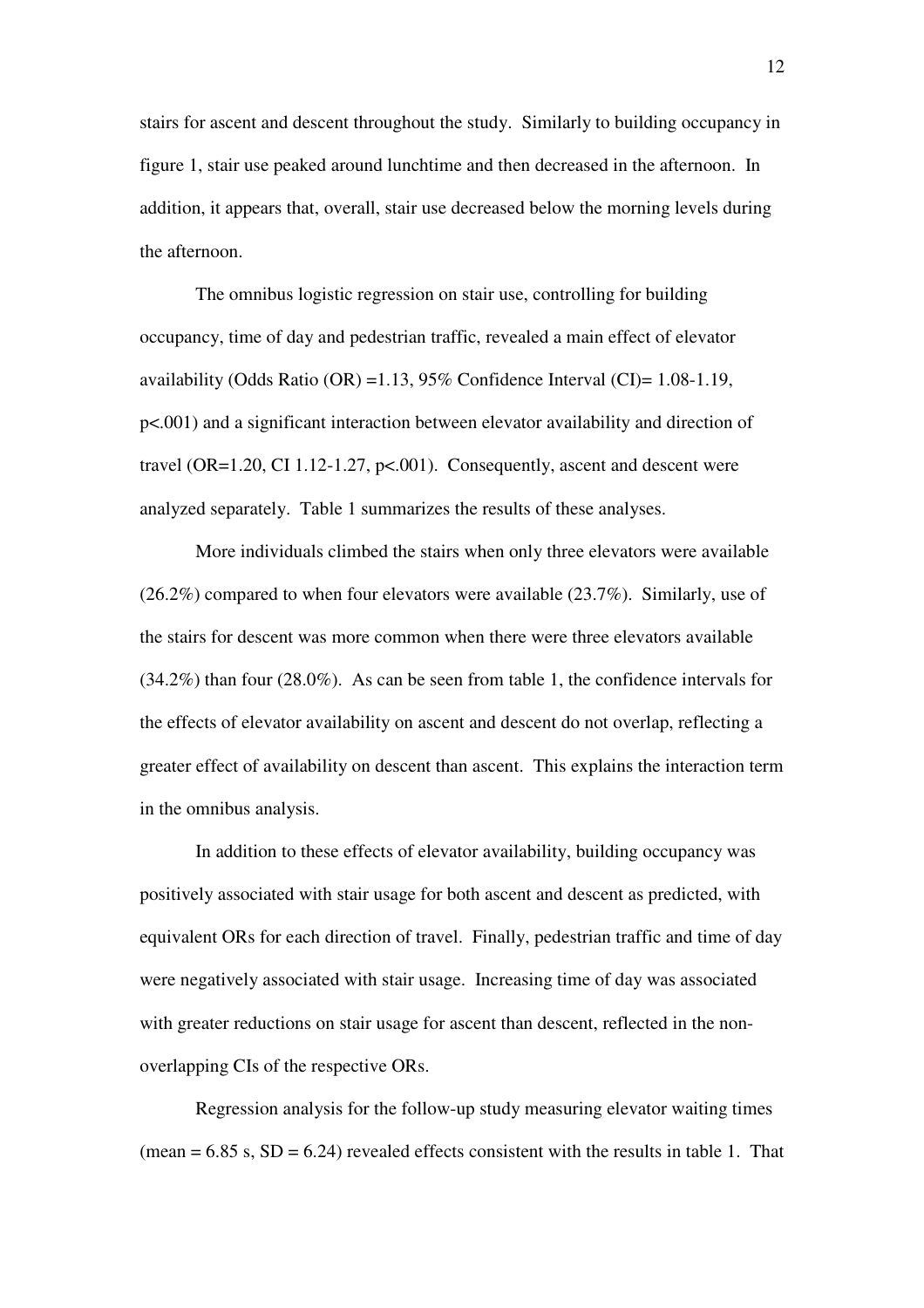stairs for ascent and descent throughout the study. Similarly to building occupancy in figure 1, stair use peaked around lunchtime and then decreased in the afternoon. In addition, it appears that, overall, stair use decreased below the morning levels during the afternoon.

The omnibus logistic regression on stair use, controlling for building occupancy, time of day and pedestrian traffic, revealed a main effect of elevator availability (Odds Ratio (OR) =1.13, 95% Confidence Interval (CI)= 1.08-1.19, $p<.001$) and a significant interaction between elevator availability and direction of travel (OR=1.20, CI 1.12-1.27, $p<.001$). Consequently, ascent and descent were analyzed separately. Table 1 summarizes the results of these analyses.

More individuals climbed the stairs when only three elevators were available (26.2%) compared to when four elevators were available (23.7%). Similarly, use of the stairs for descent was more common when there were three elevators available (34.2%) than four (28.0%). As can be seen from table 1, the confidence intervals for the effects of elevator availability on ascent and descent do not overlap, reflecting a greater effect of availability on descent than ascent. This explains the interaction term in the omnibus analysis.

In addition to these effects of elevator availability, building occupancy was positively associated with stair usage for both ascent and descent as predicted, with equivalent ORs for each direction of travel. Finally, pedestrian traffic and time of day were negatively associated with stair usage. Increasing time of day was associated with greater reductions on stair usage for ascent than descent, reflected in the non-overlapping CIs of the respective ORs.

Regression analysis for the follow-up study measuring elevator waiting times (mean = 6.85 s, SD = 6.24) revealed effects consistent with the results in table 1. That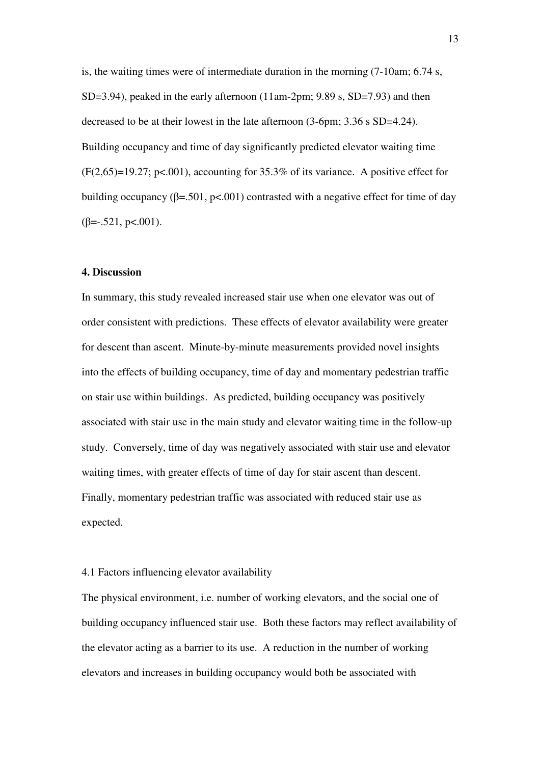is, the waiting times were of intermediate duration in the morning (7-10am; 6.74 s, SD=3.94), peaked in the early afternoon (11am-2pm; 9.89 s, SD=7.93) and then decreased to be at their lowest in the late afternoon (3-6pm; 3.36 s SD=4.24). Building occupancy and time of day significantly predicted elevator waiting time ($F(2,65)=19.27$; $p<.001$), accounting for 35.3% of its variance. A positive effect for building occupancy ($\beta=.501$, $p<.001$) contrasted with a negative effect for time of day ($\beta=-.521$, $p<.001$).

## 4. Discussion

In summary, this study revealed increased stair use when one elevator was out of order consistent with predictions. These effects of elevator availability were greater for descent than ascent. Minute-by-minute measurements provided novel insights into the effects of building occupancy, time of day and momentary pedestrian traffic on stair use within buildings. As predicted, building occupancy was positively associated with stair use in the main study and elevator waiting time in the follow-up study. Conversely, time of day was negatively associated with stair use and elevator waiting times, with greater effects of time of day for stair ascent than descent. Finally, momentary pedestrian traffic was associated with reduced stair use as expected.

### 4.1 Factors influencing elevator availability

The physical environment, i.e. number of working elevators, and the social one of building occupancy influenced stair use. Both these factors may reflect availability of the elevator acting as a barrier to its use. A reduction in the number of working elevators and increases in building occupancy would both be associated with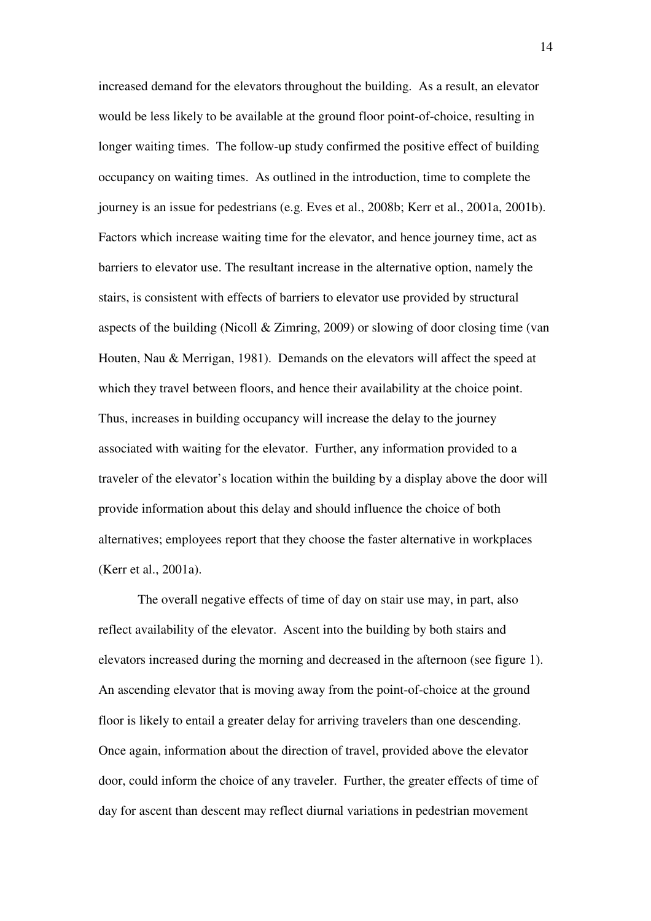increased demand for the elevators throughout the building. As a result, an elevator would be less likely to be available at the ground floor point-of-choice, resulting in longer waiting times. The follow-up study confirmed the positive effect of building occupancy on waiting times. As outlined in the introduction, time to complete the journey is an issue for pedestrians (e.g. Eves et al., 2008b; Kerr et al., 2001a, 2001b). Factors which increase waiting time for the elevator, and hence journey time, act as barriers to elevator use. The resultant increase in the alternative option, namely the stairs, is consistent with effects of barriers to elevator use provided by structural aspects of the building (Nicoll & Zimring, 2009) or slowing of door closing time (van Houten, Nau & Merrigan, 1981). Demands on the elevators will affect the speed at which they travel between floors, and hence their availability at the choice point. Thus, increases in building occupancy will increase the delay to the journey associated with waiting for the elevator. Further, any information provided to a traveler of the elevator's location within the building by a display above the door will provide information about this delay and should influence the choice of both alternatives; employees report that they choose the faster alternative in workplaces (Kerr et al., 2001a).

The overall negative effects of time of day on stair use may, in part, also reflect availability of the elevator. Ascent into the building by both stairs and elevators increased during the morning and decreased in the afternoon (see figure 1). An ascending elevator that is moving away from the point-of-choice at the ground floor is likely to entail a greater delay for arriving travelers than one descending. Once again, information about the direction of travel, provided above the elevator door, could inform the choice of any traveler. Further, the greater effects of time of day for ascent than descent may reflect diurnal variations in pedestrian movement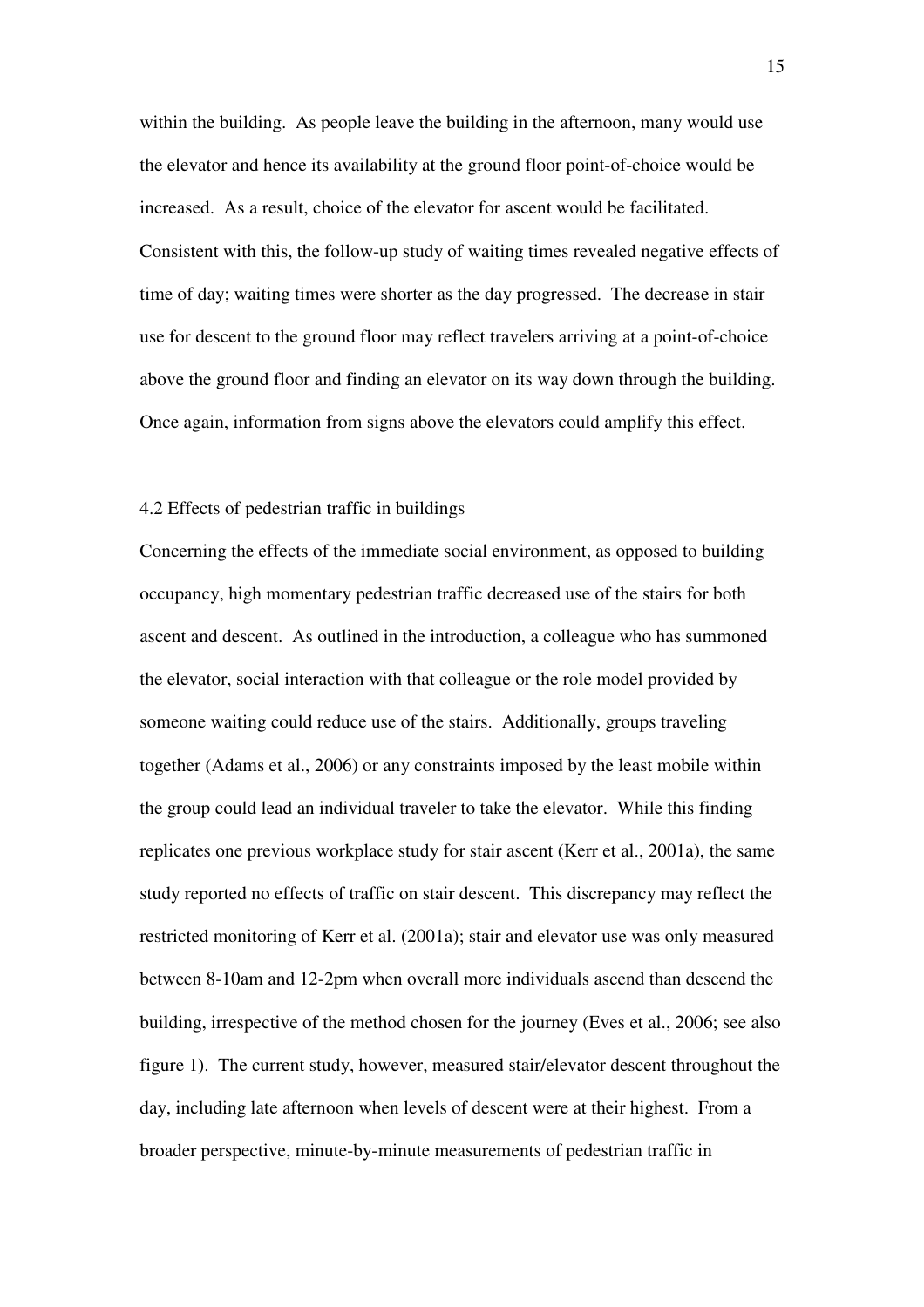within the building. As people leave the building in the afternoon, many would use the elevator and hence its availability at the ground floor point-of-choice would be increased. As a result, choice of the elevator for ascent would be facilitated. Consistent with this, the follow-up study of waiting times revealed negative effects of time of day; waiting times were shorter as the day progressed. The decrease in stair use for descent to the ground floor may reflect travelers arriving at a point-of-choice above the ground floor and finding an elevator on its way down through the building. Once again, information from signs above the elevators could amplify this effect.

## 4.2 Effects of pedestrian traffic in buildings

Concerning the effects of the immediate social environment, as opposed to building occupancy, high momentary pedestrian traffic decreased use of the stairs for both ascent and descent. As outlined in the introduction, a colleague who has summoned the elevator, social interaction with that colleague or the role model provided by someone waiting could reduce use of the stairs. Additionally, groups traveling together (Adams et al., 2006) or any constraints imposed by the least mobile within the group could lead an individual traveler to take the elevator. While this finding replicates one previous workplace study for stair ascent (Kerr et al., 2001a), the same study reported no effects of traffic on stair descent. This discrepancy may reflect the restricted monitoring of Kerr et al. (2001a); stair and elevator use was only measured between 8-10am and 12-2pm when overall more individuals ascend than descend the building, irrespective of the method chosen for the journey (Eves et al., 2006; see also figure 1). The current study, however, measured stair/elevator descent throughout the day, including late afternoon when levels of descent were at their highest. From a broader perspective, minute-by-minute measurements of pedestrian traffic in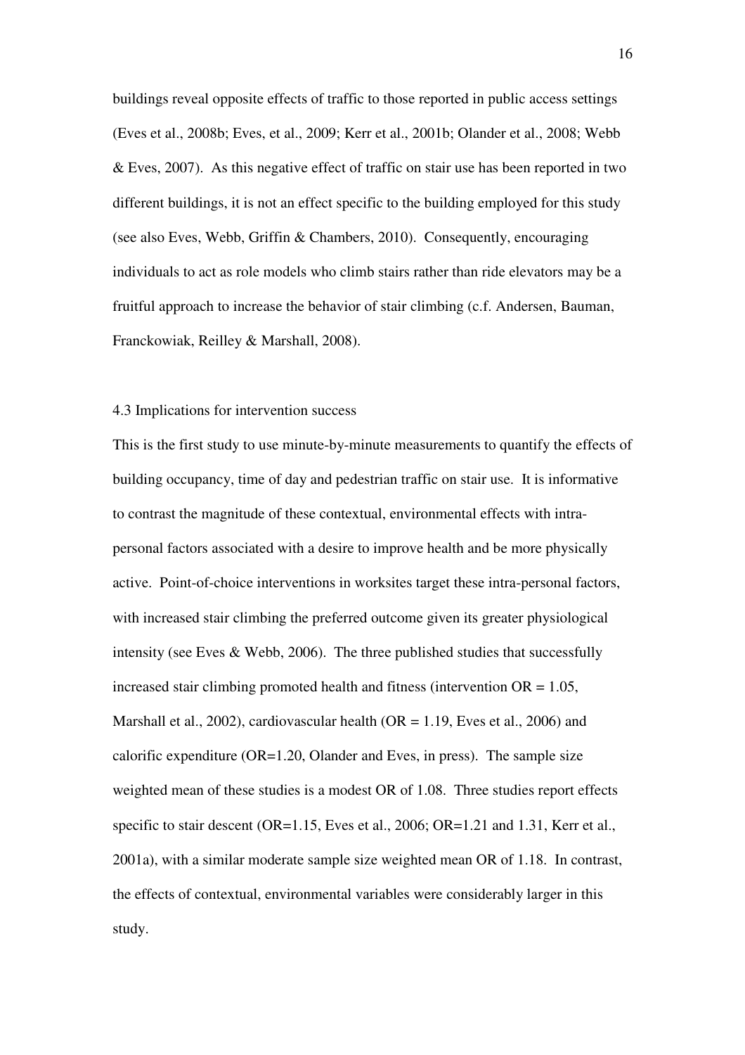buildings reveal opposite effects of traffic to those reported in public access settings (Eves et al., 2008b; Eves, et al., 2009; Kerr et al., 2001b; Olander et al., 2008; Webb & Eves, 2007). As this negative effect of traffic on stair use has been reported in two different buildings, it is not an effect specific to the building employed for this study (see also Eves, Webb, Griffin & Chambers, 2010). Consequently, encouraging individuals to act as role models who climb stairs rather than ride elevators may be a fruitful approach to increase the behavior of stair climbing (c.f. Andersen, Bauman, Franckowiak, Reilley & Marshall, 2008).

### 4.3 Implications for intervention success

This is the first study to use minute-by-minute measurements to quantify the effects of building occupancy, time of day and pedestrian traffic on stair use. It is informative to contrast the magnitude of these contextual, environmental effects with intra-personal factors associated with a desire to improve health and be more physically active. Point-of-choice interventions in worksites target these intra-personal factors, with increased stair climbing the preferred outcome given its greater physiological intensity (see Eves & Webb, 2006). The three published studies that successfully increased stair climbing promoted health and fitness (intervention OR = 1.05, Marshall et al., 2002), cardiovascular health (OR = 1.19, Eves et al., 2006) and calorific expenditure (OR=1.20, Olander and Eves, in press). The sample size weighted mean of these studies is a modest OR of 1.08. Three studies report effects specific to stair descent (OR=1.15, Eves et al., 2006; OR=1.21 and 1.31, Kerr et al., 2001a), with a similar moderate sample size weighted mean OR of 1.18. In contrast, the effects of contextual, environmental variables were considerably larger in this study.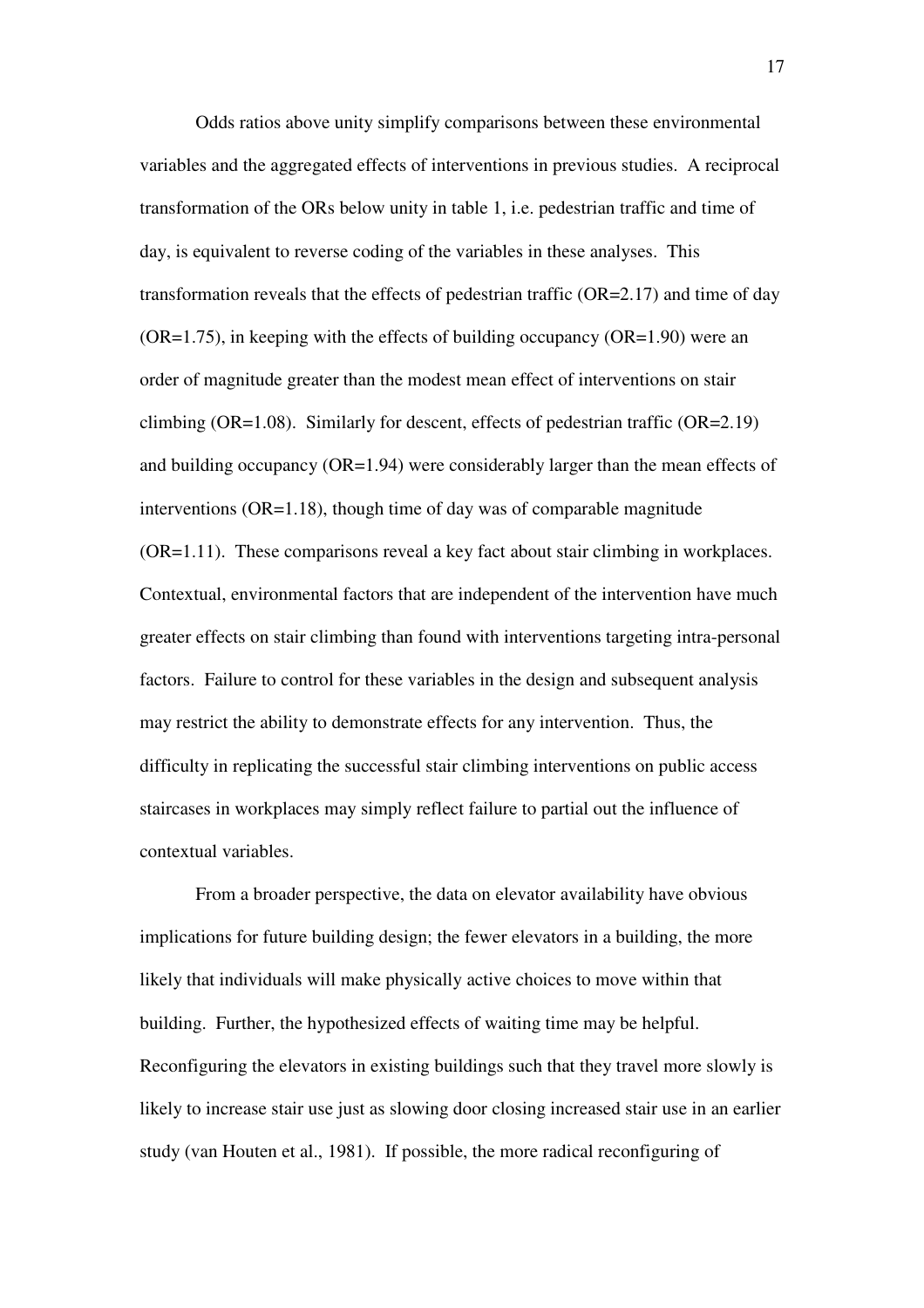Odds ratios above unity simplify comparisons between these environmental variables and the aggregated effects of interventions in previous studies. A reciprocal transformation of the ORs below unity in table 1, i.e. pedestrian traffic and time of day, is equivalent to reverse coding of the variables in these analyses. This transformation reveals that the effects of pedestrian traffic (OR=2.17) and time of day (OR=1.75), in keeping with the effects of building occupancy (OR=1.90) were an order of magnitude greater than the modest mean effect of interventions on stair climbing (OR=1.08). Similarly for descent, effects of pedestrian traffic (OR=2.19) and building occupancy (OR=1.94) were considerably larger than the mean effects of interventions (OR=1.18), though time of day was of comparable magnitude (OR=1.11). These comparisons reveal a key fact about stair climbing in workplaces. Contextual, environmental factors that are independent of the intervention have much greater effects on stair climbing than found with interventions targeting intra-personal factors. Failure to control for these variables in the design and subsequent analysis may restrict the ability to demonstrate effects for any intervention. Thus, the difficulty in replicating the successful stair climbing interventions on public access staircases in workplaces may simply reflect failure to partial out the influence of contextual variables.

From a broader perspective, the data on elevator availability have obvious implications for future building design; the fewer elevators in a building, the more likely that individuals will make physically active choices to move within that building. Further, the hypothesized effects of waiting time may be helpful. Reconfiguring the elevators in existing buildings such that they travel more slowly is likely to increase stair use just as slowing door closing increased stair use in an earlier study (van Houten et al., 1981). If possible, the more radical reconfiguring of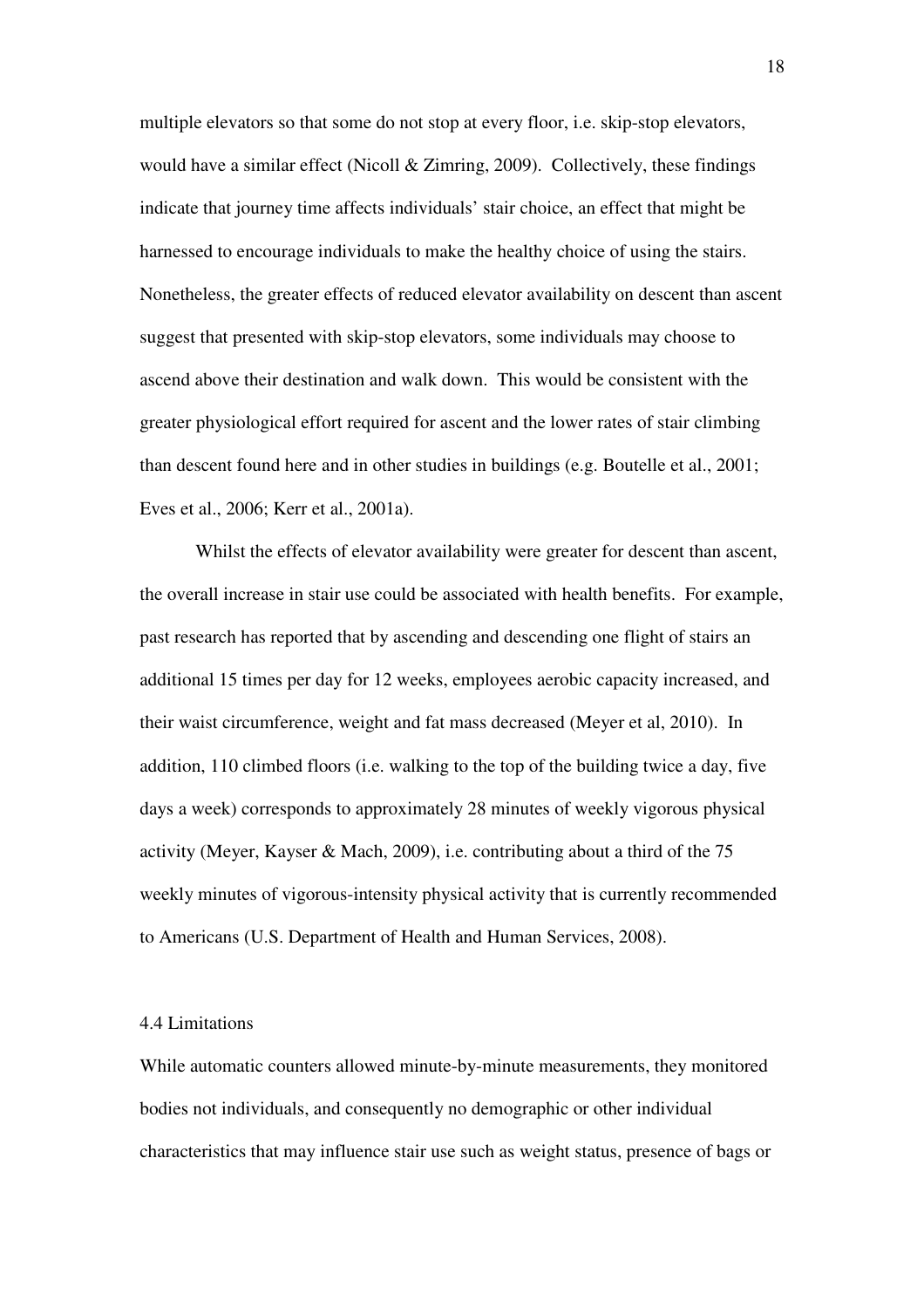multiple elevators so that some do not stop at every floor, i.e. skip-stop elevators, would have a similar effect (Nicoll & Zimring, 2009). Collectively, these findings indicate that journey time affects individuals' stair choice, an effect that might be harnessed to encourage individuals to make the healthy choice of using the stairs. Nonetheless, the greater effects of reduced elevator availability on descent than ascent suggest that presented with skip-stop elevators, some individuals may choose to ascend above their destination and walk down. This would be consistent with the greater physiological effort required for ascent and the lower rates of stair climbing than descent found here and in other studies in buildings (e.g. Boutelle et al., 2001; Eves et al., 2006; Kerr et al., 2001a).

Whilst the effects of elevator availability were greater for descent than ascent, the overall increase in stair use could be associated with health benefits. For example, past research has reported that by ascending and descending one flight of stairs an additional 15 times per day for 12 weeks, employees aerobic capacity increased, and their waist circumference, weight and fat mass decreased (Meyer et al, 2010). In addition, 110 climbed floors (i.e. walking to the top of the building twice a day, five days a week) corresponds to approximately 28 minutes of weekly vigorous physical activity (Meyer, Kayser & Mach, 2009), i.e. contributing about a third of the 75 weekly minutes of vigorous-intensity physical activity that is currently recommended to Americans (U.S. Department of Health and Human Services, 2008).

### 4.4 Limitations

While automatic counters allowed minute-by-minute measurements, they monitored bodies not individuals, and consequently no demographic or other individual characteristics that may influence stair use such as weight status, presence of bags or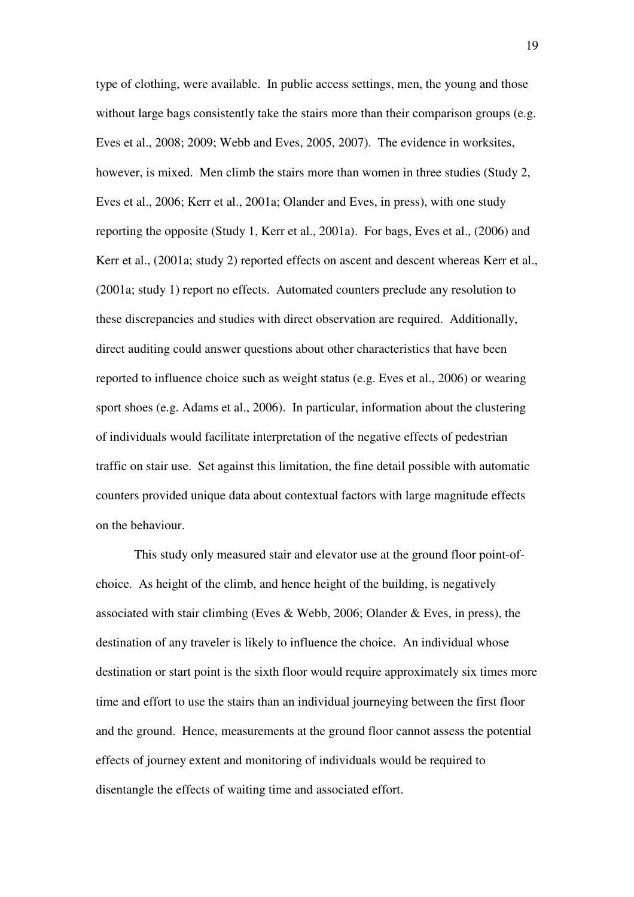type of clothing, were available. In public access settings, men, the young and those without large bags consistently take the stairs more than their comparison groups (e.g. Eves et al., 2008; 2009; Webb and Eves, 2005, 2007). The evidence in worksites, however, is mixed. Men climb the stairs more than women in three studies (Study 2, Eves et al., 2006; Kerr et al., 2001a; Olander and Eves, in press), with one study reporting the opposite (Study 1, Kerr et al., 2001a). For bags, Eves et al., (2006) and Kerr et al., (2001a; study 2) reported effects on ascent and descent whereas Kerr et al., (2001a; study 1) report no effects. Automated counters preclude any resolution to these discrepancies and studies with direct observation are required. Additionally, direct auditing could answer questions about other characteristics that have been reported to influence choice such as weight status (e.g. Eves et al., 2006) or wearing sport shoes (e.g. Adams et al., 2006). In particular, information about the clustering of individuals would facilitate interpretation of the negative effects of pedestrian traffic on stair use. Set against this limitation, the fine detail possible with automatic counters provided unique data about contextual factors with large magnitude effects on the behaviour.

This study only measured stair and elevator use at the ground floor point-of-choice. As height of the climb, and hence height of the building, is negatively associated with stair climbing (Eves & Webb, 2006; Olander & Eves, in press), the destination of any traveler is likely to influence the choice. An individual whose destination or start point is the sixth floor would require approximately six times more time and effort to use the stairs than an individual journeying between the first floor and the ground. Hence, measurements at the ground floor cannot assess the potential effects of journey extent and monitoring of individuals would be required to disentangle the effects of waiting time and associated effort.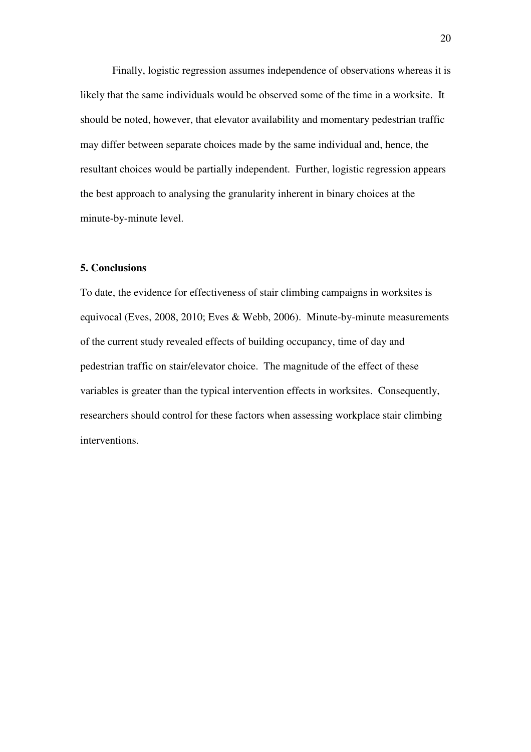Finally, logistic regression assumes independence of observations whereas it is likely that the same individuals would be observed some of the time in a worksite. It should be noted, however, that elevator availability and momentary pedestrian traffic may differ between separate choices made by the same individual and, hence, the resultant choices would be partially independent. Further, logistic regression appears the best approach to analysing the granularity inherent in binary choices at the minute-by-minute level.

## 5. Conclusions

To date, the evidence for effectiveness of stair climbing campaigns in worksites is equivocal (Eves, 2008, 2010; Eves & Webb, 2006). Minute-by-minute measurements of the current study revealed effects of building occupancy, time of day and pedestrian traffic on stair/elevator choice. The magnitude of the effect of these variables is greater than the typical intervention effects in worksites. Consequently, researchers should control for these factors when assessing workplace stair climbing interventions.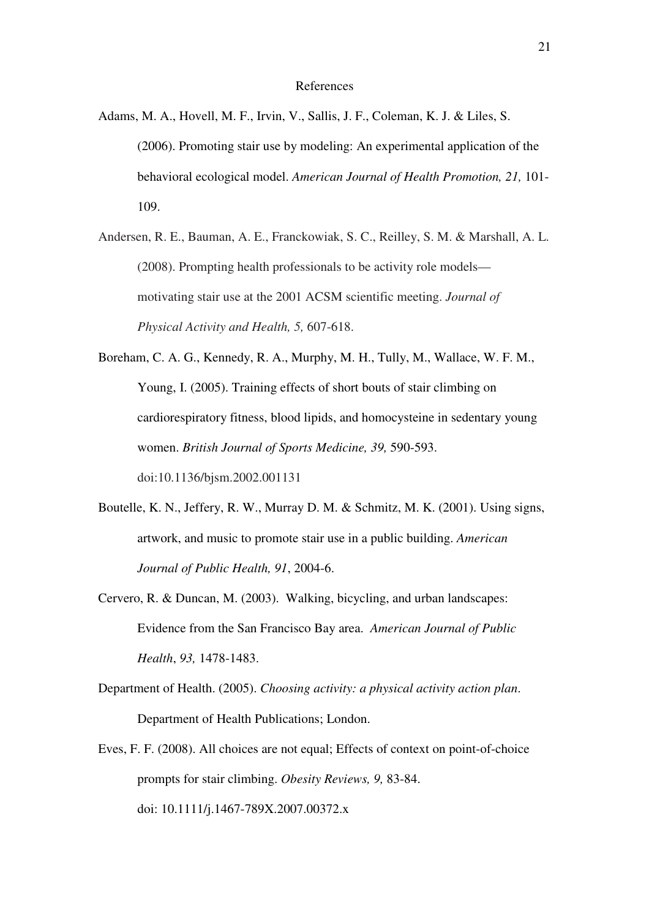# References

Adams, M. A., Hovell, M. F., Irvin, V., Sallis, J. F., Coleman, K. J. & Liles, S. (2006). Promoting stair use by modeling: An experimental application of the behavioral ecological model. *American Journal of Health Promotion, 21,* 101-109.

Andersen, R. E., Bauman, A. E., Franckowiak, S. C., Reilley, S. M. & Marshall, A. L. (2008). Prompting health professionals to be activity role models—motivating stair use at the 2001 ACSM scientific meeting. *Journal of Physical Activity and Health, 5,* 607-618.

Boreham, C. A. G., Kennedy, R. A., Murphy, M. H., Tully, M., Wallace, W. F. M., Young, I. (2005). Training effects of short bouts of stair climbing on cardiorespiratory fitness, blood lipids, and homocysteine in sedentary young women. *British Journal of Sports Medicine, 39,* 590-593. doi:10.1136/bjsm.2002.001131

Boutelle, K. N., Jeffery, R. W., Murray D. M. & Schmitz, M. K. (2001). Using signs, artwork, and music to promote stair use in a public building. *American Journal of Public Health, 91*, 2004-6.

Cervero, R. & Duncan, M. (2003). Walking, bicycling, and urban landscapes: Evidence from the San Francisco Bay area. *American Journal of Public Health*, *93,* 1478-1483.

Department of Health. (2005). *Choosing activity: a physical activity action plan*. Department of Health Publications; London.

Eves, F. F. (2008). All choices are not equal; Effects of context on point-of-choice prompts for stair climbing. *Obesity Reviews, 9,* 83-84. doi: 10.1111/j.1467-789X.2007.00372.x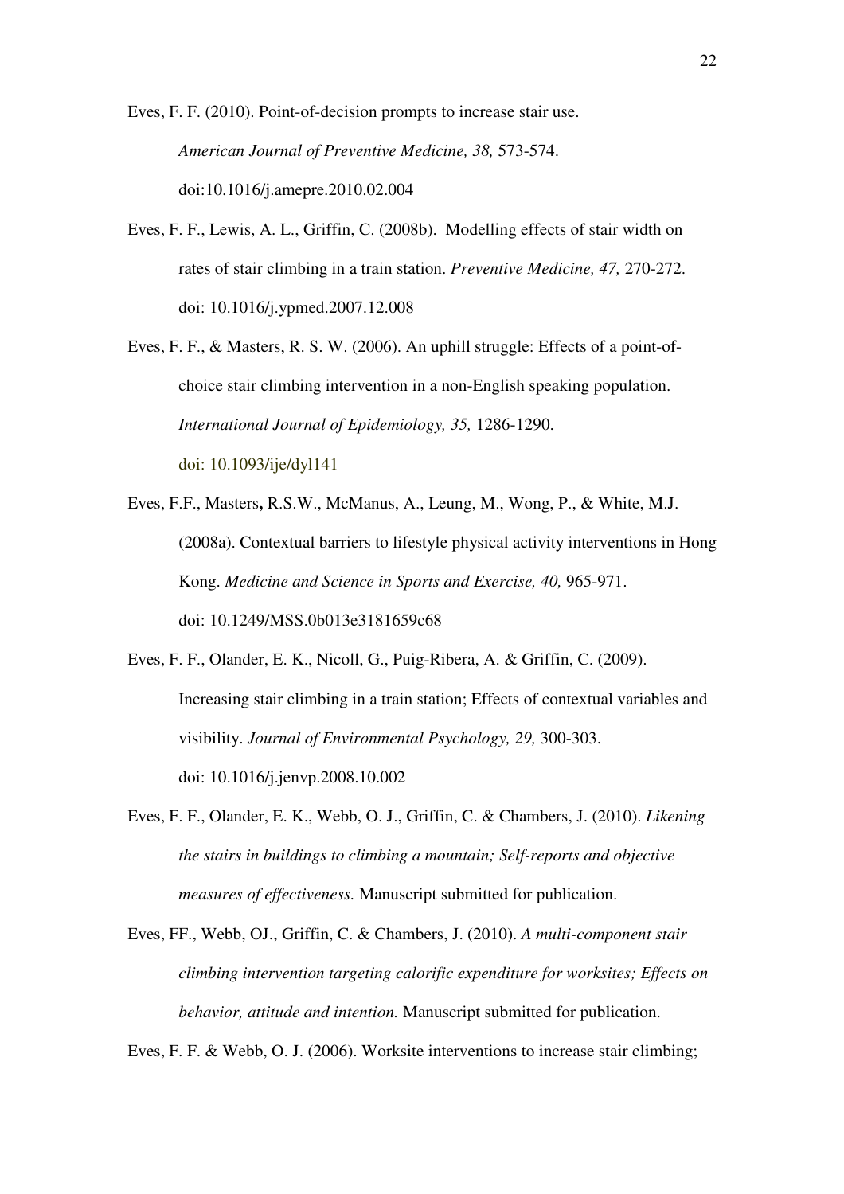Eves, F. F. (2010). Point-of-decision prompts to increase stair use. *American Journal of Preventive Medicine, 38,* 573-574. doi:10.1016/j.amepre.2010.02.004

Eves, F. F., Lewis, A. L., Griffin, C. (2008b). Modelling effects of stair width on rates of stair climbing in a train station. *Preventive Medicine, 47,* 270-272. doi: 10.1016/j.ypmed.2007.12.008

Eves, F. F., & Masters, R. S. W. (2006). An uphill struggle: Effects of a point-of-choice stair climbing intervention in a non-English speaking population. *International Journal of Epidemiology, 35,* 1286-1290. doi: 10.1093/ije/dyl141

Eves, F.F., Masters**,** R.S.W., McManus, A., Leung, M., Wong, P., & White, M.J. (2008a). Contextual barriers to lifestyle physical activity interventions in Hong Kong. *Medicine and Science in Sports and Exercise, 40,* 965-971. doi: 10.1249/MSS.0b013e3181659c68

Eves, F. F., Olander, E. K., Nicoll, G., Puig-Ribera, A. & Griffin, C. (2009). Increasing stair climbing in a train station; Effects of contextual variables and visibility. *Journal of Environmental Psychology, 29,* 300-303. doi: 10.1016/j.jenvp.2008.10.002

Eves, F. F., Olander, E. K., Webb, O. J., Griffin, C. & Chambers, J. (2010). *Likening the stairs in buildings to climbing a mountain; Self-reports and objective measures of effectiveness.* Manuscript submitted for publication.

Eves, FF., Webb, OJ., Griffin, C. & Chambers, J. (2010). *A multi-component stair climbing intervention targeting calorific expenditure for worksites; Effects on behavior, attitude and intention.* Manuscript submitted for publication.

Eves, F. F. & Webb, O. J. (2006). Worksite interventions to increase stair climbing;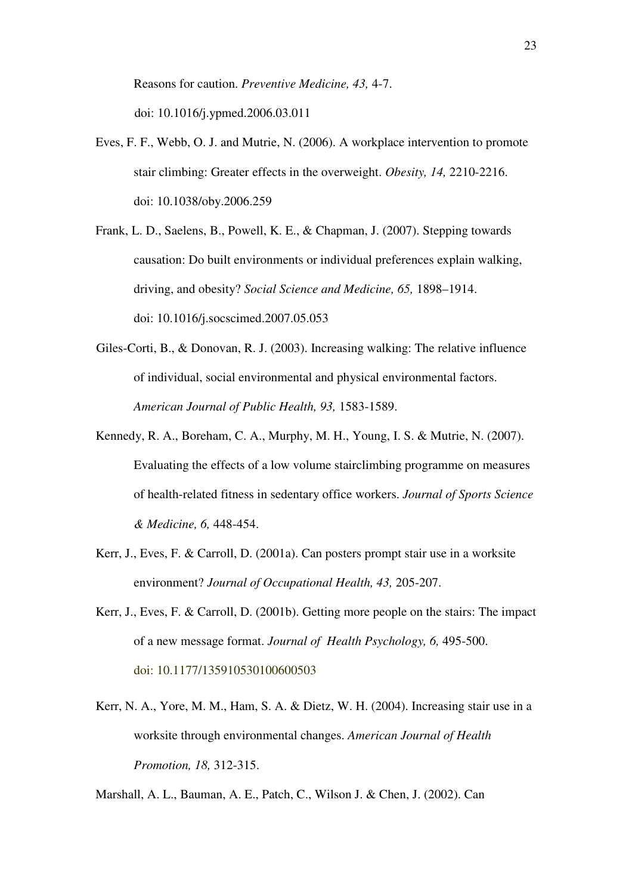Reasons for caution. *Preventive Medicine, 43,* 4-7. doi: 10.1016/j.ypmed.2006.03.011

Eves, F. F., Webb, O. J. and Mutrie, N. (2006). A workplace intervention to promote stair climbing: Greater effects in the overweight. *Obesity, 14,* 2210-2216. doi: 10.1038/oby.2006.259

Frank, L. D., Saelens, B., Powell, K. E., & Chapman, J. (2007). Stepping towards causation: Do built environments or individual preferences explain walking, driving, and obesity? *Social Science and Medicine, 65,* 1898–1914. doi: 10.1016/j.socscimed.2007.05.053

Giles-Corti, B., & Donovan, R. J. (2003). Increasing walking: The relative influence of individual, social environmental and physical environmental factors. *American Journal of Public Health, 93,* 1583-1589.

Kennedy, R. A., Boreham, C. A., Murphy, M. H., Young, I. S. & Mutrie, N. (2007). Evaluating the effects of a low volume stairclimbing programme on measures of health-related fitness in sedentary office workers. *Journal of Sports Science & Medicine, 6,* 448-454.

Kerr, J., Eves, F. & Carroll, D. (2001a). Can posters prompt stair use in a worksite environment? *Journal of Occupational Health, 43,* 205-207.

Kerr, J., Eves, F. & Carroll, D. (2001b). Getting more people on the stairs: The impact of a new message format. *Journal of Health Psychology, 6,* 495-500. doi: 10.1177/135910530100600503

Kerr, N. A., Yore, M. M., Ham, S. A. & Dietz, W. H. (2004). Increasing stair use in a worksite through environmental changes. *American Journal of Health Promotion, 18,* 312-315.

Marshall, A. L., Bauman, A. E., Patch, C., Wilson J. & Chen, J. (2002). Can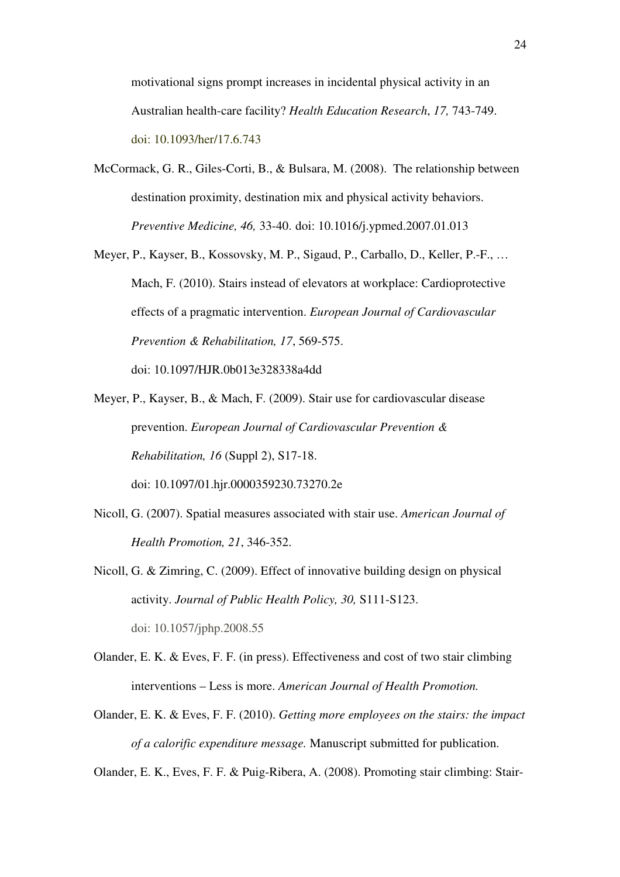motivational signs prompt increases in incidental physical activity in an Australian health-care facility? *Health Education Research*, *17,* 743-749. doi: 10.1093/her/17.6.743

McCormack, G. R., Giles-Corti, B., & Bulsara, M. (2008). The relationship between destination proximity, destination mix and physical activity behaviors. *Preventive Medicine, 46,* 33-40. doi: 10.1016/j.ypmed.2007.01.013

Meyer, P., Kayser, B., Kossovsky, M. P., Sigaud, P., Carballo, D., Keller, P.-F., … Mach, F. (2010). Stairs instead of elevators at workplace: Cardioprotective effects of a pragmatic intervention. *European Journal of Cardiovascular Prevention & Rehabilitation, 17*, 569-575. doi: 10.1097/HJR.0b013e328338a4dd

Meyer, P., Kayser, B., & Mach, F. (2009). Stair use for cardiovascular disease prevention. *European Journal of Cardiovascular Prevention & Rehabilitation, 16* (Suppl 2), S17-18. doi: 10.1097/01.hjr.0000359230.73270.2e

Nicoll, G. (2007). Spatial measures associated with stair use. *American Journal of Health Promotion, 21*, 346-352.

Nicoll, G. & Zimring, C. (2009). Effect of innovative building design on physical activity. *Journal of Public Health Policy, 30,* S111-S123. doi: 10.1057/jphp.2008.55

Olander, E. K. & Eves, F. F. (in press). Effectiveness and cost of two stair climbing interventions – Less is more. *American Journal of Health Promotion.*

Olander, E. K. & Eves, F. F. (2010). *Getting more employees on the stairs: the impact of a calorific expenditure message.* Manuscript submitted for publication.

Olander, E. K., Eves, F. F. & Puig-Ribera, A. (2008). Promoting stair climbing: Stair-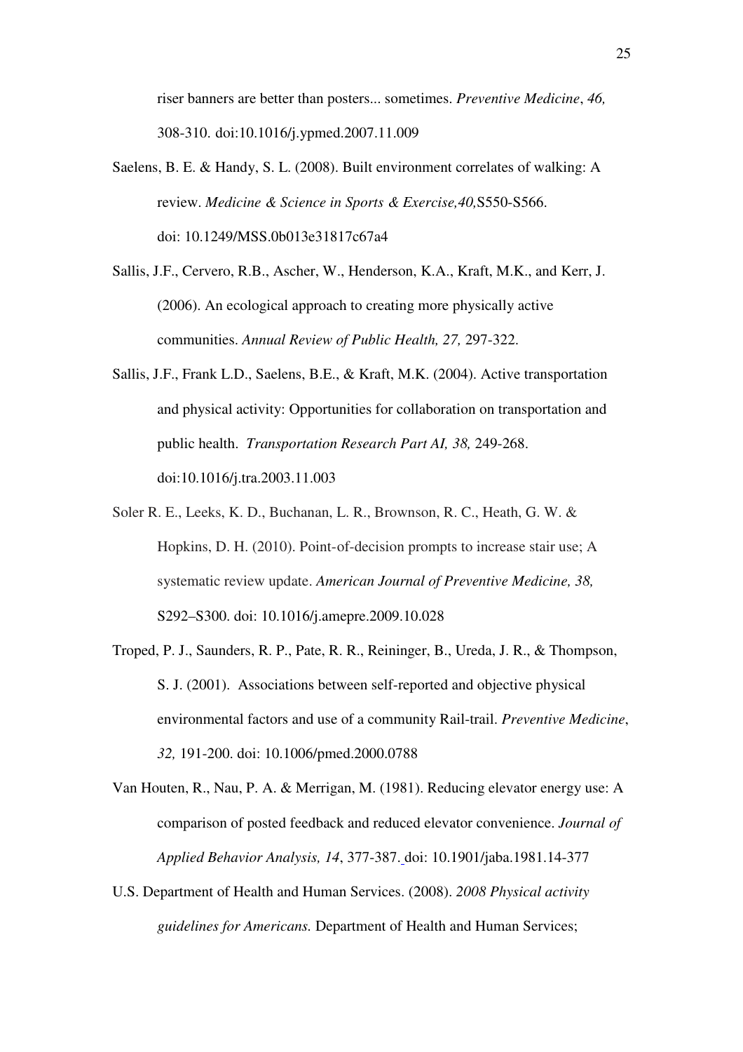riser banners are better than posters... sometimes. *Preventive Medicine*, *46,* 308-310. doi:10.1016/j.ypmed.2007.11.009

Saelens, B. E. & Handy, S. L. (2008). Built environment correlates of walking: A review. *Medicine & Science in Sports & Exercise,40,*S550-S566. doi: 10.1249/MSS.0b013e31817c67a4

Sallis, J.F., Cervero, R.B., Ascher, W., Henderson, K.A., Kraft, M.K., and Kerr, J. (2006). An ecological approach to creating more physically active communities. *Annual Review of Public Health, 27,* 297-322.

Sallis, J.F., Frank L.D., Saelens, B.E., & Kraft, M.K. (2004). Active transportation and physical activity: Opportunities for collaboration on transportation and public health. *Transportation Research Part AI, 38,* 249-268. doi:10.1016/j.tra.2003.11.003

Soler R. E., Leeks, K. D., Buchanan, L. R., Brownson, R. C., Heath, G. W. & Hopkins, D. H. (2010). Point-of-decision prompts to increase stair use; A systematic review update. *American Journal of Preventive Medicine, 38,* S292–S300. doi: 10.1016/j.amepre.2009.10.028

Troped, P. J., Saunders, R. P., Pate, R. R., Reininger, B., Ureda, J. R., & Thompson, S. J. (2001). Associations between self-reported and objective physical environmental factors and use of a community Rail-trail. *Preventive Medicine*, *32,* 191-200. doi: 10.1006/pmed.2000.0788

Van Houten, R., Nau, P. A. & Merrigan, M. (1981). Reducing elevator energy use: A comparison of posted feedback and reduced elevator convenience. *Journal of Applied Behavior Analysis, 14*, 377-387. doi: 10.1901/jaba.1981.14-377

U.S. Department of Health and Human Services. (2008). *2008 Physical activity guidelines for Americans.* Department of Health and Human Services;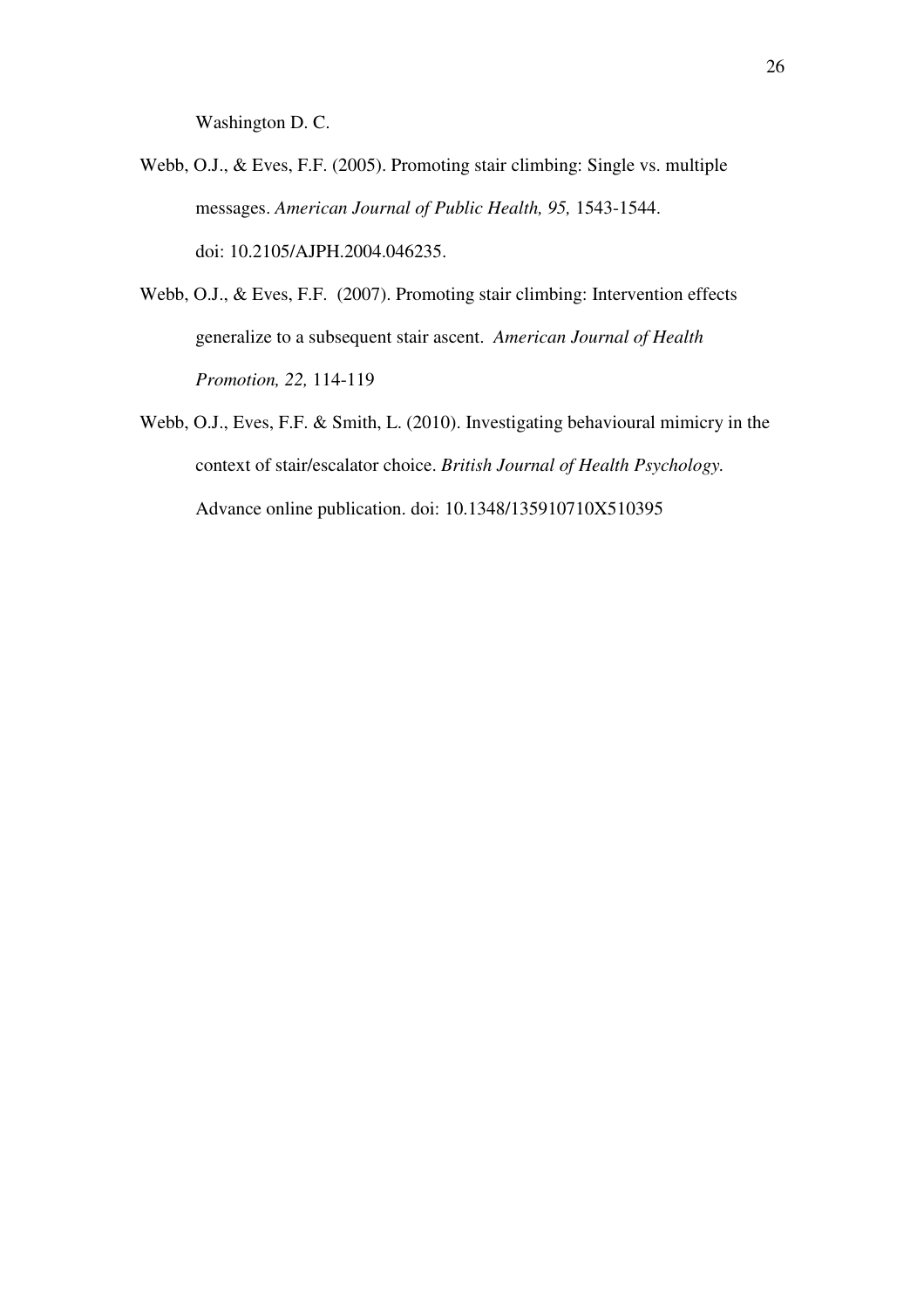Washington D. C.

Webb, O.J., & Eves, F.F. (2005). Promoting stair climbing: Single vs. multiple messages. *American Journal of Public Health, 95,* 1543-1544. doi: 10.2105/AJPH.2004.046235.

Webb, O.J., & Eves, F.F. (2007). Promoting stair climbing: Intervention effects generalize to a subsequent stair ascent. *American Journal of Health Promotion, 22,* 114-119

Webb, O.J., Eves, F.F. & Smith, L. (2010). Investigating behavioural mimicry in the context of stair/escalator choice. *British Journal of Health Psychology.* Advance online publication. doi: 10.1348/135910710X510395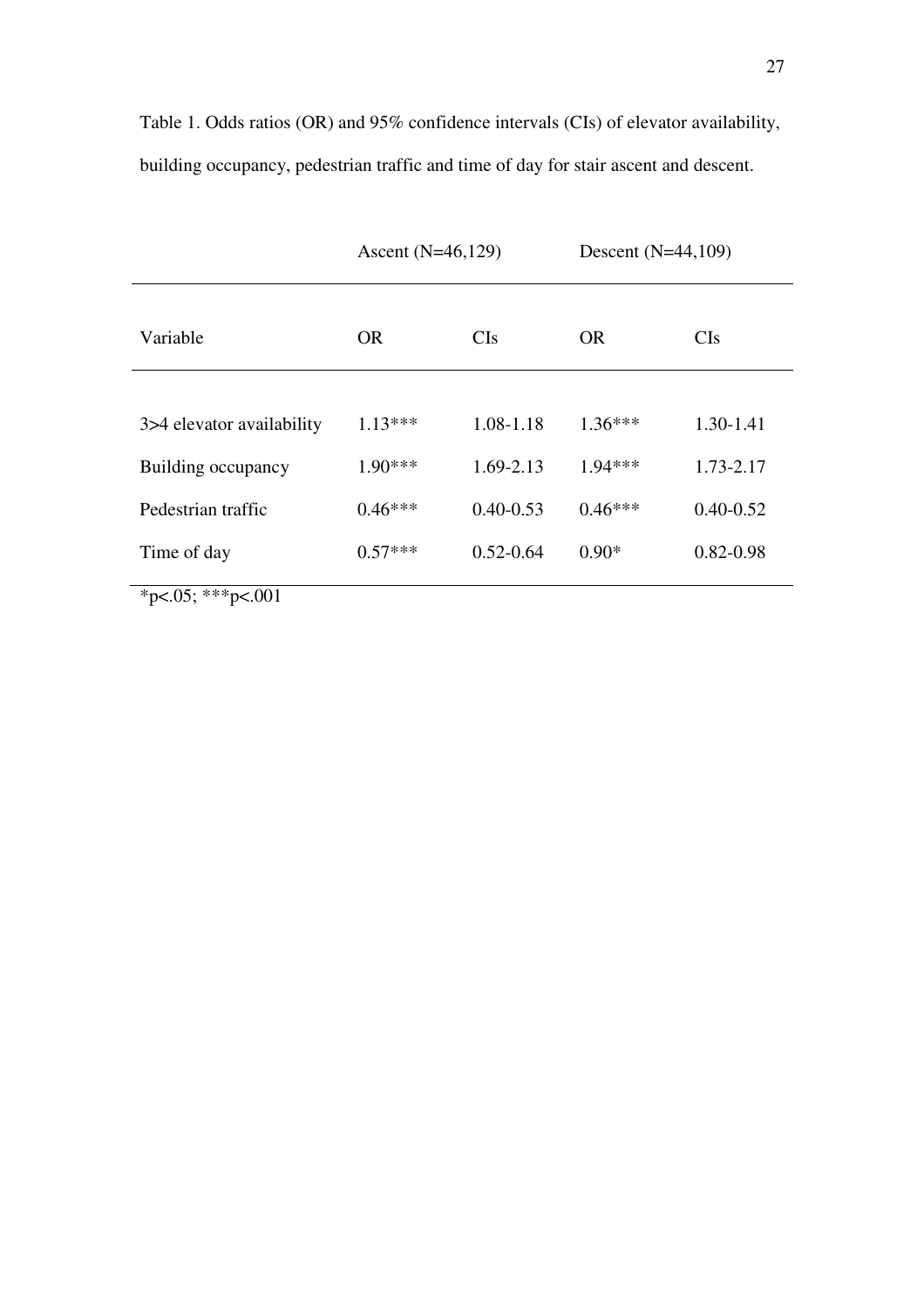Table 1. Odds ratios (OR) and 95% confidence intervals (CIs) of elevator availability, building occupancy, pedestrian traffic and time of day for stair ascent and descent.

| | Ascent (N=46,129) | | Descent (N=44,109) | |
|---|---|---|---|---|
| Variable | OR | CIs | OR | CIs |
| 3>4 elevator availability | 1.13*** | 1.08-1.18 | 1.36*** | 1.30-1.41 |
| Building occupancy | 1.90*** | 1.69-2.13 | 1.94*** | 1.73-2.17 |
| Pedestrian traffic | 0.46*** | 0.40-0.53 | 0.46*** | 0.40-0.52 |
| Time of day | 0.57*** | 0.52-0.64 | 0.90* | 0.82-0.98 |

*p<.05; ***p<.001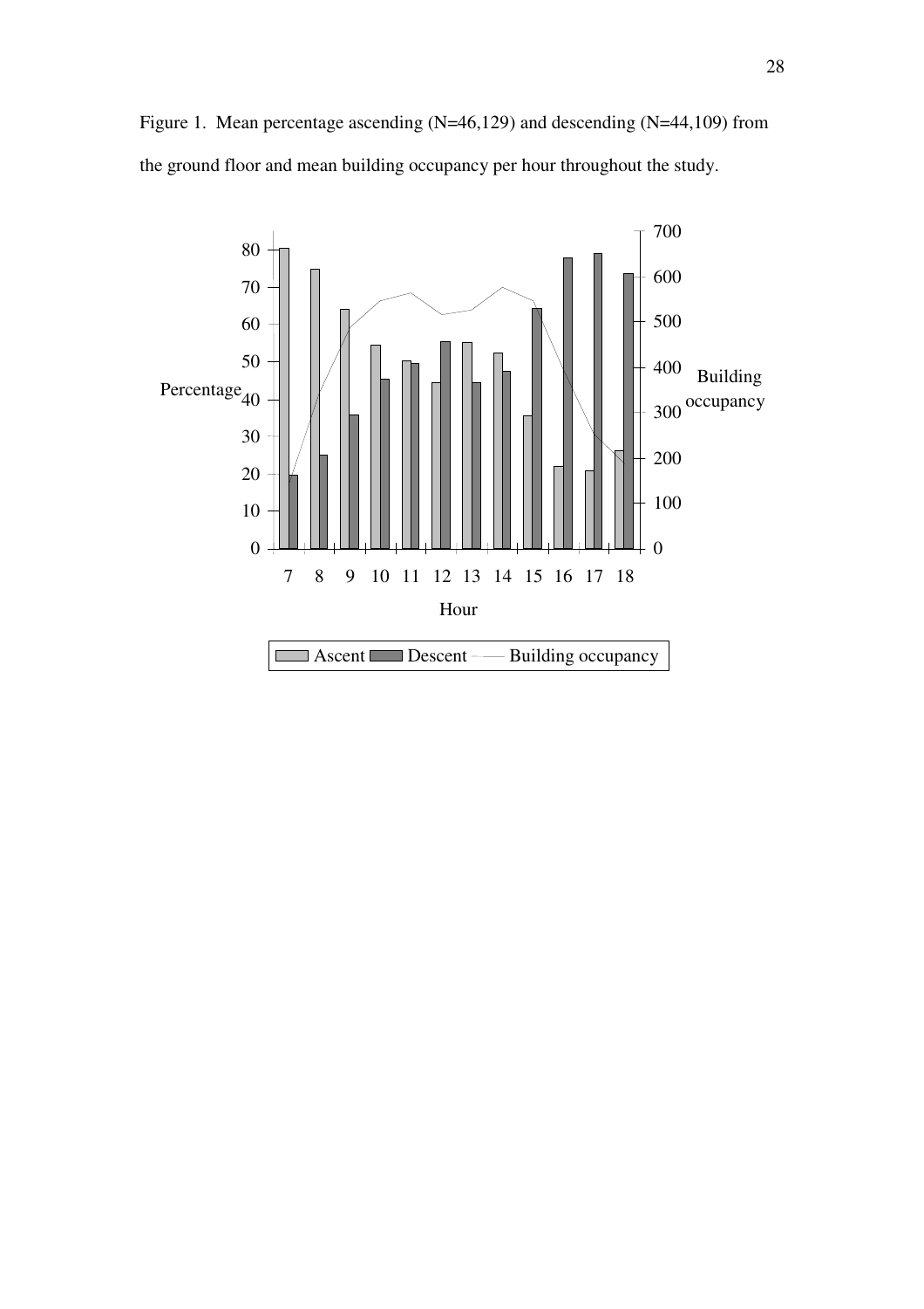Figure 1. Mean percentage ascending (N=46,129) and descending (N=44,109) from the ground floor and mean building occupancy per hour throughout the study.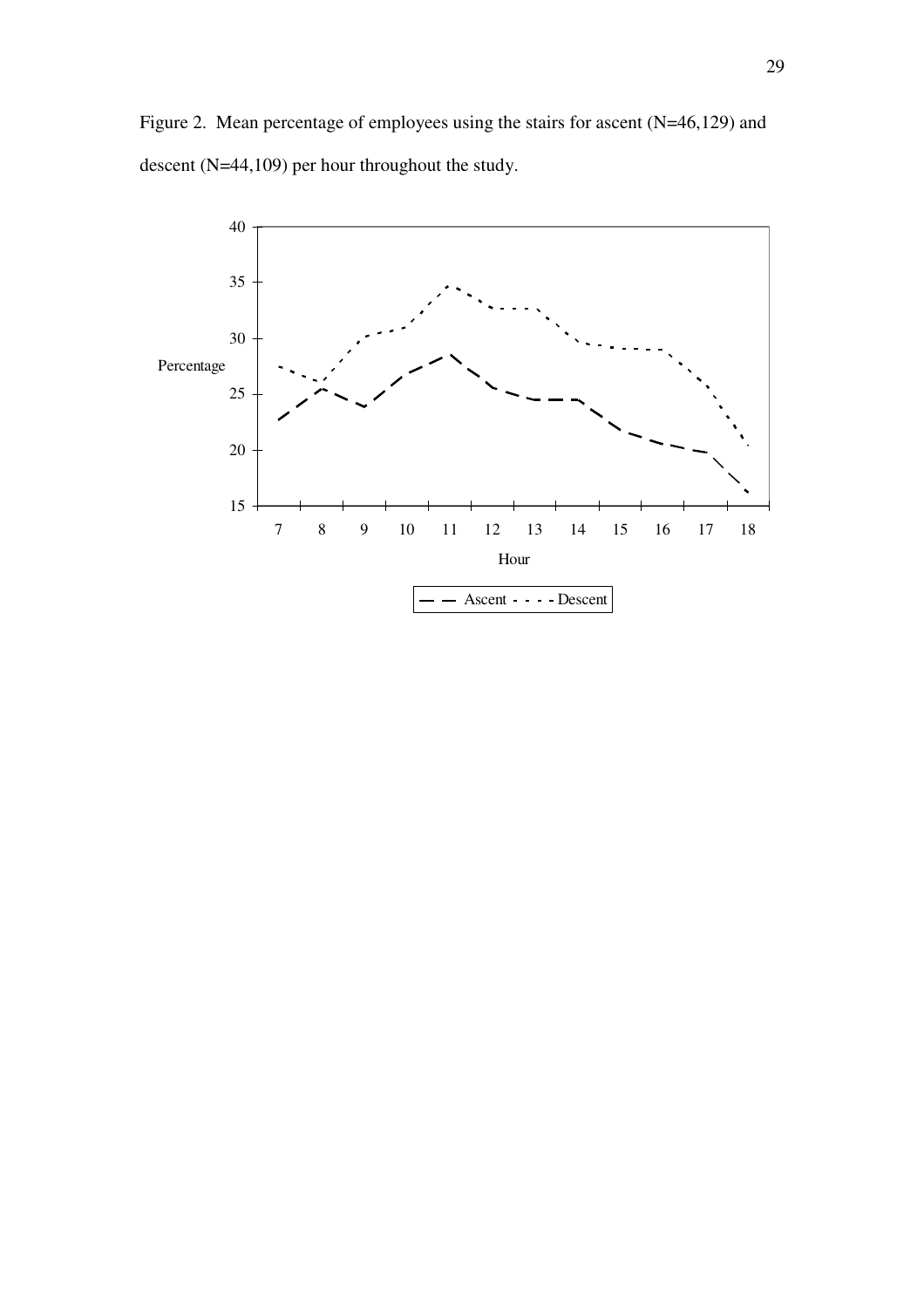Figure 2. Mean percentage of employees using the stairs for ascent (N=46,129) and descent (N=44,109) per hour throughout the study.

40

35

30

Percentage

25

20

15

7 8 9 10 11 12 13 14 15 16 17 18

Hour

Ascent Descent